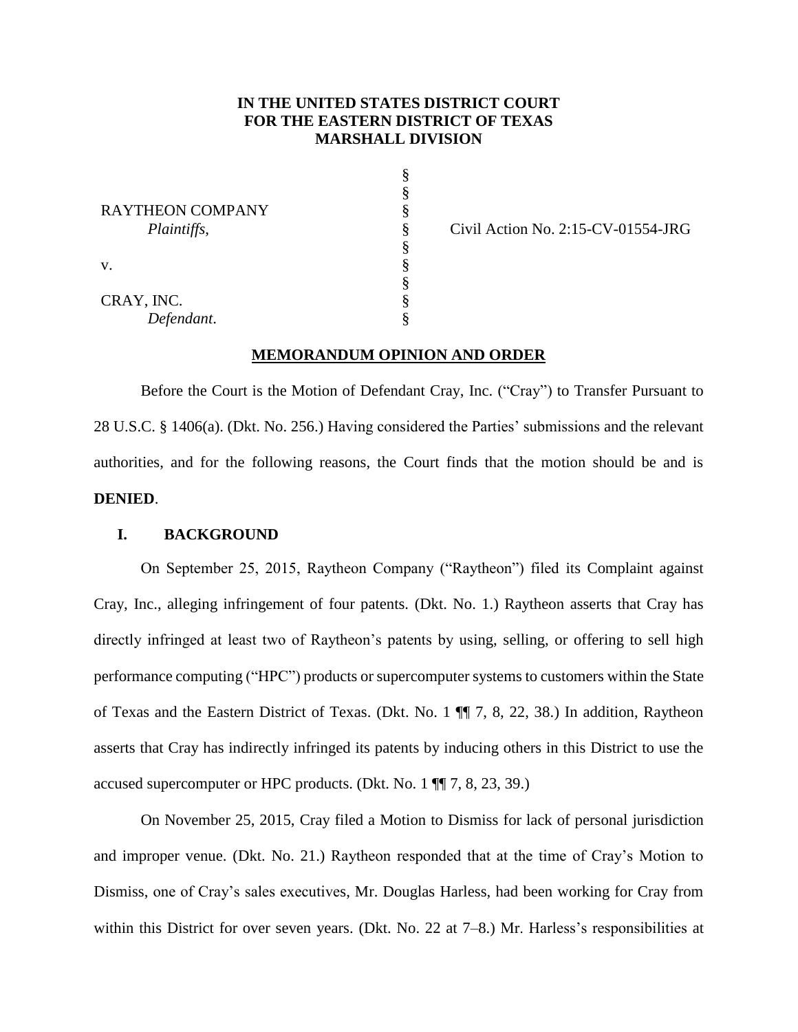**IN THE UNITED STATES DISTRICT COURT**
**FOR THE EASTERN DISTRICT OF TEXAS**
**MARSHALL DIVISION**

| | | |
|---|---|---|
| RAYTHEON COMPANY | § | |
| *Plaintiffs*, | § | Civil Action No. 2:15-CV-01554-JRG |
| | § | |
| v. | § | |
| | § | |
| CRAY, INC. | § | |
| *Defendant*. | § | |

**MEMORANDUM OPINION AND ORDER**

Before the Court is the Motion of Defendant Cray, Inc. ("Cray") to Transfer Pursuant to 28 U.S.C. § 1406(a). (Dkt. No. 256.) Having considered the Parties' submissions and the relevant authorities, and for the following reasons, the Court finds that the motion should be and is **DENIED**.

## I. BACKGROUND

On September 25, 2015, Raytheon Company ("Raytheon") filed its Complaint against Cray, Inc., alleging infringement of four patents. (Dkt. No. 1.) Raytheon asserts that Cray has directly infringed at least two of Raytheon's patents by using, selling, or offering to sell high performance computing ("HPC") products or supercomputer systems to customers within the State of Texas and the Eastern District of Texas. (Dkt. No. 1 ¶¶ 7, 8, 22, 38.) In addition, Raytheon asserts that Cray has indirectly infringed its patents by inducing others in this District to use the accused supercomputer or HPC products. (Dkt. No. 1 ¶¶ 7, 8, 23, 39.)

On November 25, 2015, Cray filed a Motion to Dismiss for lack of personal jurisdiction and improper venue. (Dkt. No. 21.) Raytheon responded that at the time of Cray's Motion to Dismiss, one of Cray's sales executives, Mr. Douglas Harless, had been working for Cray from within this District for over seven years. (Dkt. No. 22 at 7–8.) Mr. Harless's responsibilities at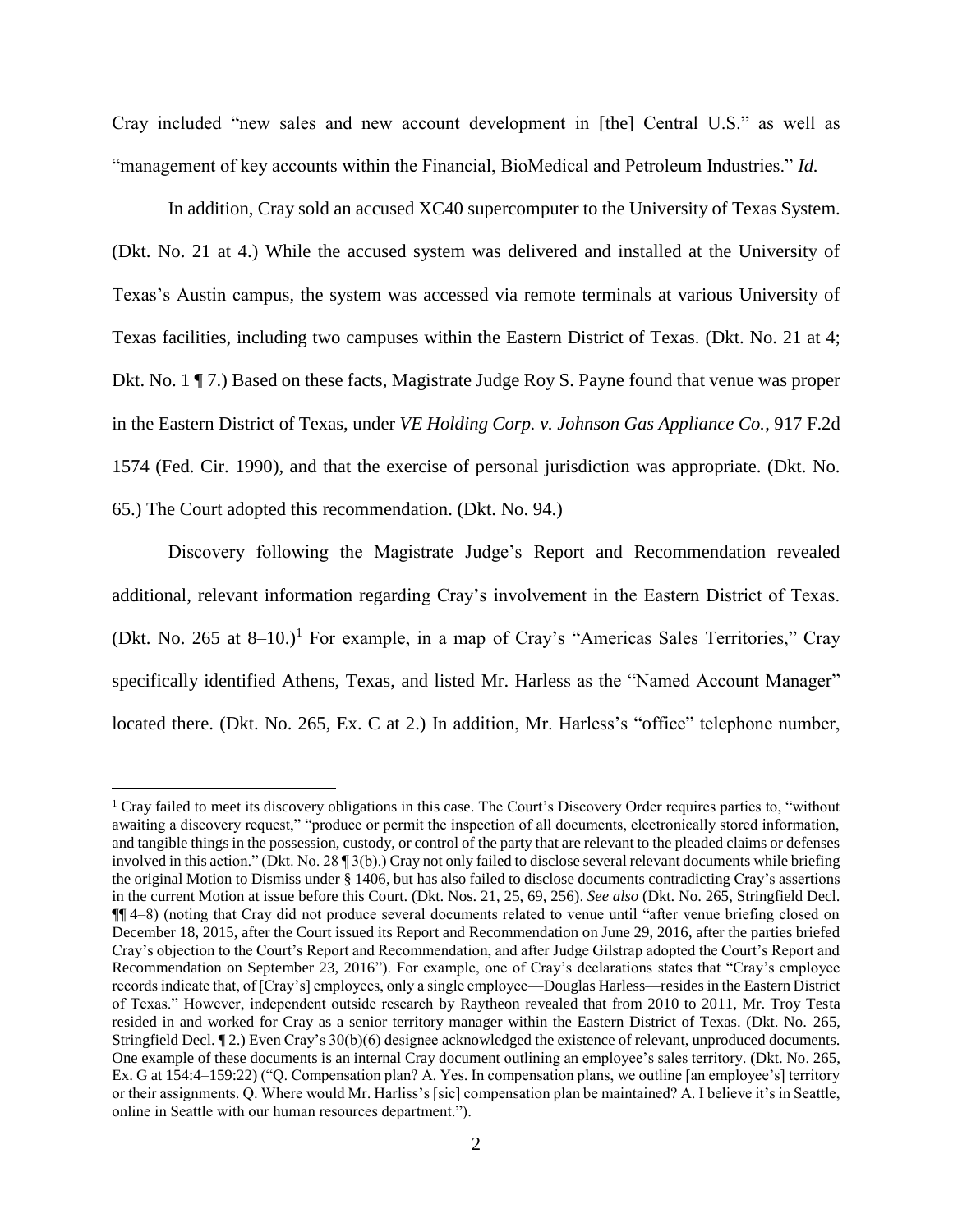Cray included "new sales and new account development in [the] Central U.S." as well as "management of key accounts within the Financial, BioMedical and Petroleum Industries." *Id.*

In addition, Cray sold an accused XC40 supercomputer to the University of Texas System. (Dkt. No. 21 at 4.) While the accused system was delivered and installed at the University of Texas's Austin campus, the system was accessed via remote terminals at various University of Texas facilities, including two campuses within the Eastern District of Texas. (Dkt. No. 21 at 4; Dkt. No. 1 ¶ 7.) Based on these facts, Magistrate Judge Roy S. Payne found that venue was proper in the Eastern District of Texas, under *VE Holding Corp. v. Johnson Gas Appliance Co.*, 917 F.2d 1574 (Fed. Cir. 1990), and that the exercise of personal jurisdiction was appropriate. (Dkt. No. 65.) The Court adopted this recommendation. (Dkt. No. 94.)

Discovery following the Magistrate Judge's Report and Recommendation revealed additional, relevant information regarding Cray's involvement in the Eastern District of Texas. (Dkt. No. 265 at 8–10.)[1] For example, in a map of Cray's "Americas Sales Territories," Cray specifically identified Athens, Texas, and listed Mr. Harless as the "Named Account Manager" located there. (Dkt. No. 265, Ex. C at 2.) In addition, Mr. Harless's "office" telephone number,

---

[1] Cray failed to meet its discovery obligations in this case. The Court's Discovery Order requires parties to, "without awaiting a discovery request," "produce or permit the inspection of all documents, electronically stored information, and tangible things in the possession, custody, or control of the party that are relevant to the pleaded claims or defenses involved in this action." (Dkt. No. 28 ¶ 3(b).) Cray not only failed to disclose several relevant documents while briefing the original Motion to Dismiss under § 1406, but has also failed to disclose documents contradicting Cray's assertions in the current Motion at issue before this Court. (Dkt. Nos. 21, 25, 69, 256). *See also* (Dkt. No. 265, Stringfield Decl. ¶¶ 4–8) (noting that Cray did not produce several documents related to venue until "after venue briefing closed on December 18, 2015, after the Court issued its Report and Recommendation on June 29, 2016, after the parties briefed Cray's objection to the Court's Report and Recommendation, and after Judge Gilstrap adopted the Court's Report and Recommendation on September 23, 2016"). For example, one of Cray's declarations states that "Cray's employee records indicate that, of [Cray's] employees, only a single employee—Douglas Harless—resides in the Eastern District of Texas." However, independent outside research by Raytheon revealed that from 2010 to 2011, Mr. Troy Testa resided in and worked for Cray as a senior territory manager within the Eastern District of Texas. (Dkt. No. 265, Stringfield Decl. ¶ 2.) Even Cray's 30(b)(6) designee acknowledged the existence of relevant, unproduced documents. One example of these documents is an internal Cray document outlining an employee's sales territory. (Dkt. No. 265, Ex. G at 154:4–159:22) ("Q. Compensation plan? A. Yes. In compensation plans, we outline [an employee's] territory or their assignments. Q. Where would Mr. Harliss's [sic] compensation plan be maintained? A. I believe it's in Seattle, online in Seattle with our human resources department.").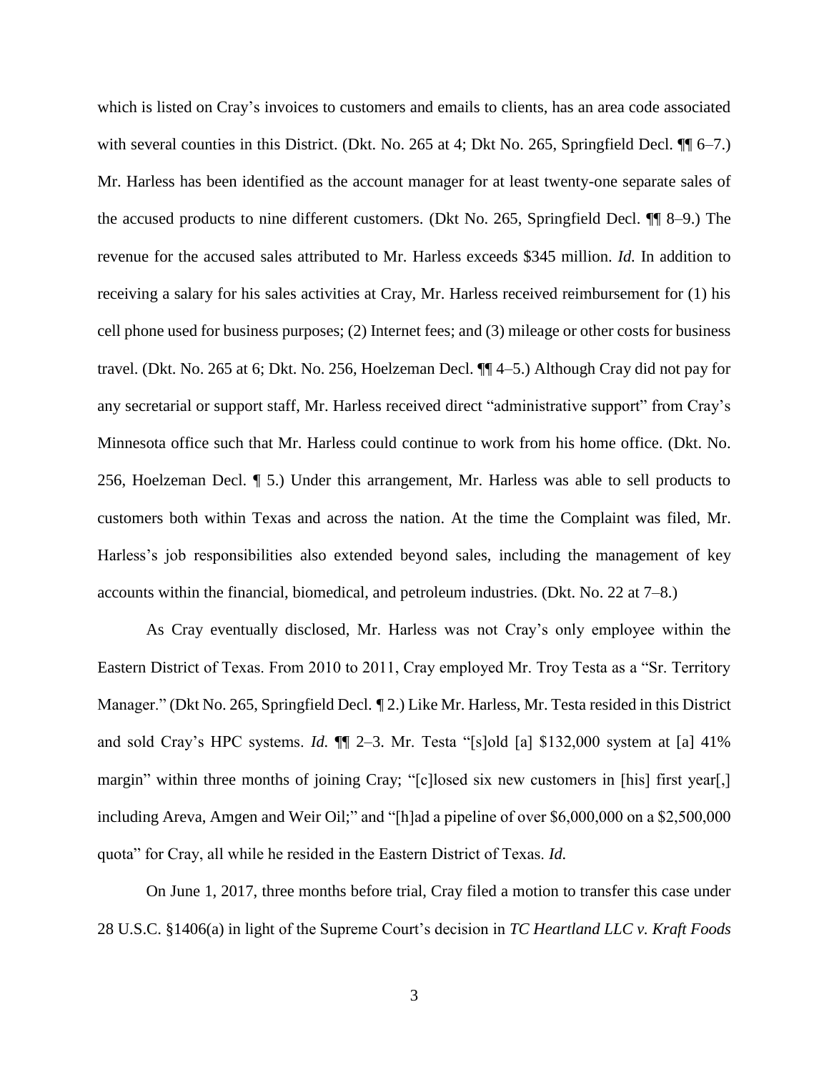which is listed on Cray's invoices to customers and emails to clients, has an area code associated with several counties in this District. (Dkt. No. 265 at 4; Dkt No. 265, Springfield Decl. ¶¶ 6–7.) Mr. Harless has been identified as the account manager for at least twenty-one separate sales of the accused products to nine different customers. (Dkt No. 265, Springfield Decl. ¶¶ 8–9.) The revenue for the accused sales attributed to Mr. Harless exceeds $345 million. *Id.* In addition to receiving a salary for his sales activities at Cray, Mr. Harless received reimbursement for (1) his cell phone used for business purposes; (2) Internet fees; and (3) mileage or other costs for business travel. (Dkt. No. 265 at 6; Dkt. No. 256, Hoelzeman Decl. ¶¶ 4–5.) Although Cray did not pay for any secretarial or support staff, Mr. Harless received direct "administrative support" from Cray's Minnesota office such that Mr. Harless could continue to work from his home office. (Dkt. No. 256, Hoelzeman Decl. ¶ 5.) Under this arrangement, Mr. Harless was able to sell products to customers both within Texas and across the nation. At the time the Complaint was filed, Mr. Harless's job responsibilities also extended beyond sales, including the management of key accounts within the financial, biomedical, and petroleum industries. (Dkt. No. 22 at 7–8.)

As Cray eventually disclosed, Mr. Harless was not Cray's only employee within the Eastern District of Texas. From 2010 to 2011, Cray employed Mr. Troy Testa as a "Sr. Territory Manager." (Dkt No. 265, Springfield Decl. ¶ 2.) Like Mr. Harless, Mr. Testa resided in this District and sold Cray's HPC systems. *Id.* ¶¶ 2–3. Mr. Testa "[s]old [a] $132,000 system at [a] 41% margin" within three months of joining Cray; "[c]losed six new customers in [his] first year[,] including Areva, Amgen and Weir Oil;" and "[h]ad a pipeline of over $6,000,000 on a $2,500,000 quota" for Cray, all while he resided in the Eastern District of Texas. *Id.*

On June 1, 2017, three months before trial, Cray filed a motion to transfer this case under 28 U.S.C. §1406(a) in light of the Supreme Court's decision in *TC Heartland LLC v. Kraft Foods*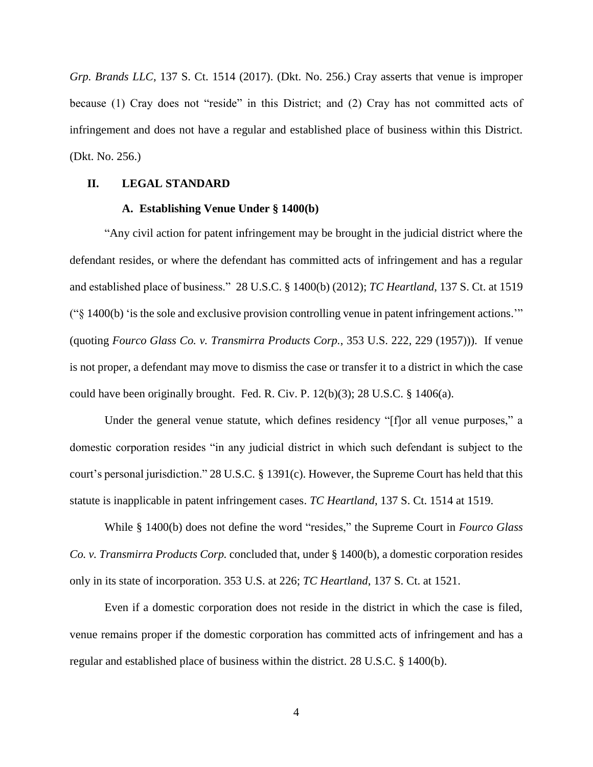*Grp. Brands LLC*, 137 S. Ct. 1514 (2017). (Dkt. No. 256.) Cray asserts that venue is improper because (1) Cray does not "reside" in this District; and (2) Cray has not committed acts of infringement and does not have a regular and established place of business within this District. (Dkt. No. 256.)

## II. LEGAL STANDARD

### A. Establishing Venue Under § 1400(b)

"Any civil action for patent infringement may be brought in the judicial district where the defendant resides, or where the defendant has committed acts of infringement and has a regular and established place of business." 28 U.S.C. § 1400(b) (2012); *TC Heartland*, 137 S. Ct. at 1519 ("§ 1400(b) 'is the sole and exclusive provision controlling venue in patent infringement actions.'" (quoting *Fourco Glass Co. v. Transmirra Products Corp.*, 353 U.S. 222, 229 (1957))). If venue is not proper, a defendant may move to dismiss the case or transfer it to a district in which the case could have been originally brought. Fed. R. Civ. P. 12(b)(3); 28 U.S.C. § 1406(a).

Under the general venue statute, which defines residency "[f]or all venue purposes," a domestic corporation resides "in any judicial district in which such defendant is subject to the court's personal jurisdiction." 28 U.S.C. § 1391(c). However, the Supreme Court has held that this statute is inapplicable in patent infringement cases. *TC Heartland*, 137 S. Ct. 1514 at 1519.

While § 1400(b) does not define the word "resides," the Supreme Court in *Fourco Glass Co. v. Transmirra Products Corp.* concluded that, under § 1400(b), a domestic corporation resides only in its state of incorporation. 353 U.S. at 226; *TC Heartland*, 137 S. Ct. at 1521.

Even if a domestic corporation does not reside in the district in which the case is filed, venue remains proper if the domestic corporation has committed acts of infringement and has a regular and established place of business within the district. 28 U.S.C. § 1400(b).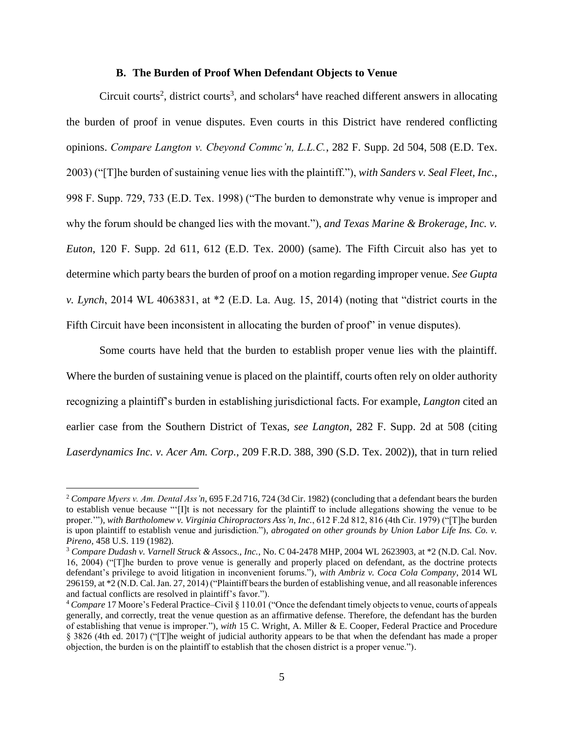### B. The Burden of Proof When Defendant Objects to Venue

Circuit courts[2], district courts[3], and scholars[4] have reached different answers in allocating the burden of proof in venue disputes. Even courts in this District have rendered conflicting opinions. *Compare Langton v. Cbeyond Commc'n, L.L.C.*, 282 F. Supp. 2d 504, 508 (E.D. Tex. 2003) ("[T]he burden of sustaining venue lies with the plaintiff."), *with Sanders v. Seal Fleet, Inc.*, 998 F. Supp. 729, 733 (E.D. Tex. 1998) ("The burden to demonstrate why venue is improper and why the forum should be changed lies with the movant."), *and Texas Marine & Brokerage, Inc. v. Euton*, 120 F. Supp. 2d 611, 612 (E.D. Tex. 2000) (same). The Fifth Circuit also has yet to determine which party bears the burden of proof on a motion regarding improper venue. *See Gupta v. Lynch*, 2014 WL 4063831, at *2 (E.D. La. Aug. 15, 2014) (noting that "district courts in the Fifth Circuit have been inconsistent in allocating the burden of proof" in venue disputes).

Some courts have held that the burden to establish proper venue lies with the plaintiff. Where the burden of sustaining venue is placed on the plaintiff, courts often rely on older authority recognizing a plaintiff's burden in establishing jurisdictional facts. For example, *Langton* cited an earlier case from the Southern District of Texas, *see Langton*, 282 F. Supp. 2d at 508 (citing *Laserdynamics Inc. v. Acer Am. Corp.*, 209 F.R.D. 388, 390 (S.D. Tex. 2002)), that in turn relied

---

[2] *Compare Myers v. Am. Dental Ass'n*, 695 F.2d 716, 724 (3d Cir. 1982) (concluding that a defendant bears the burden to establish venue because "'[I]t is not necessary for the plaintiff to include allegations showing the venue to be proper.'"), *with Bartholomew v. Virginia Chiropractors Ass'n, Inc.*, 612 F.2d 812, 816 (4th Cir. 1979) ("[T]he burden is upon plaintiff to establish venue and jurisdiction."), *abrogated on other grounds by Union Labor Life Ins. Co. v. Pireno*, 458 U.S. 119 (1982).

[3] *Compare Dudash v. Varnell Struck & Assocs., Inc.*, No. C 04-2478 MHP, 2004 WL 2623903, at *2 (N.D. Cal. Nov. 16, 2004) ("[T]he burden to prove venue is generally and properly placed on defendant, as the doctrine protects defendant's privilege to avoid litigation in inconvenient forums."), *with Ambriz v. Coca Cola Company*, 2014 WL 296159, at *2 (N.D. Cal. Jan. 27, 2014) ("Plaintiff bears the burden of establishing venue, and all reasonable inferences and factual conflicts are resolved in plaintiff's favor.").

[4] *Compare* 17 Moore's Federal Practice–Civil § 110.01 ("Once the defendant timely objects to venue, courts of appeals generally, and correctly, treat the venue question as an affirmative defense. Therefore, the defendant has the burden of establishing that venue is improper."), *with* 15 C. Wright, A. Miller & E. Cooper, Federal Practice and Procedure § 3826 (4th ed. 2017) ("[T]he weight of judicial authority appears to be that when the defendant has made a proper objection, the burden is on the plaintiff to establish that the chosen district is a proper venue.").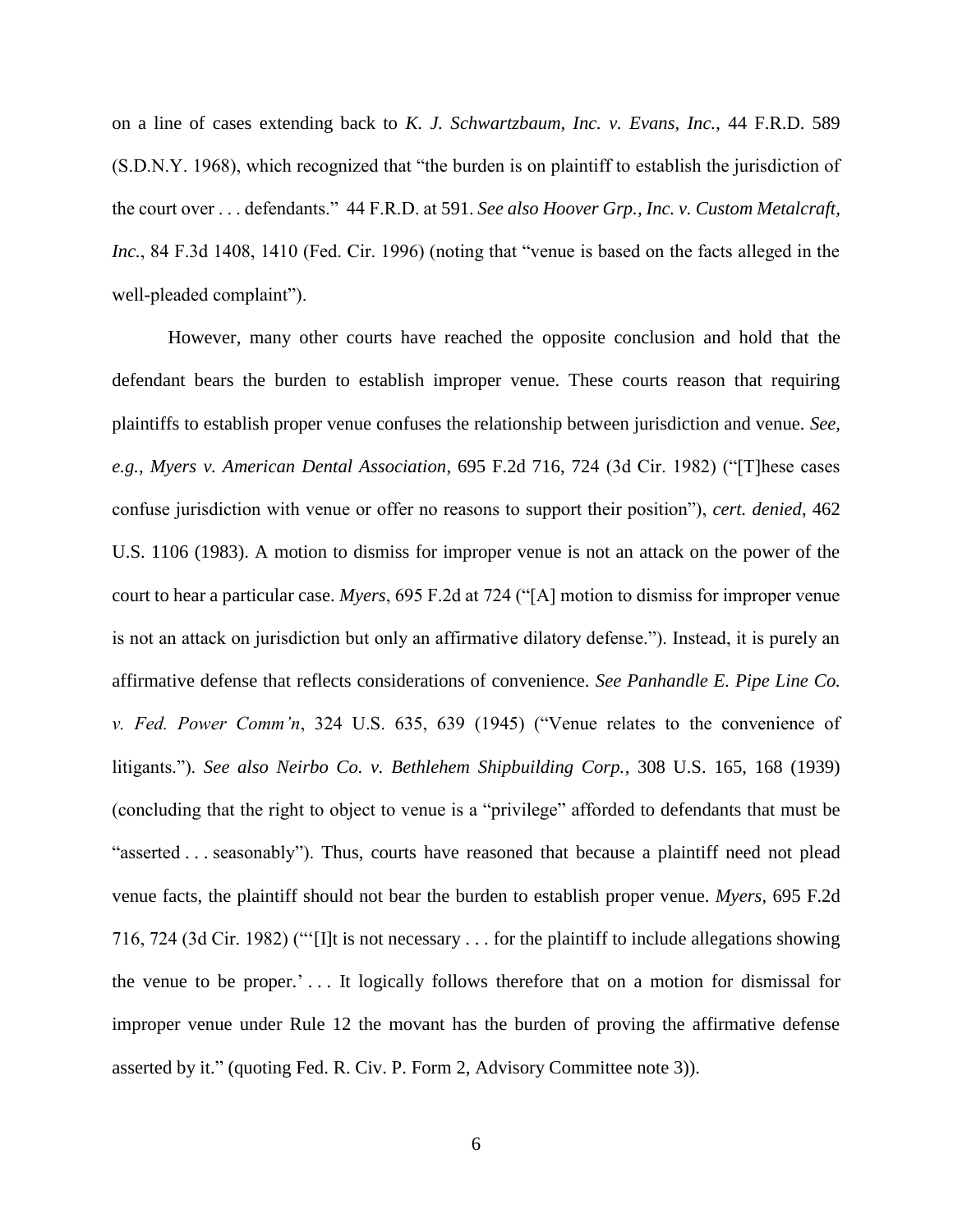on a line of cases extending back to *K. J. Schwartzbaum, Inc. v. Evans, Inc.*, 44 F.R.D. 589 (S.D.N.Y. 1968), which recognized that "the burden is on plaintiff to establish the jurisdiction of the court over . . . defendants." 44 F.R.D. at 591. *See also Hoover Grp., Inc. v. Custom Metalcraft, Inc.*, 84 F.3d 1408, 1410 (Fed. Cir. 1996) (noting that "venue is based on the facts alleged in the well-pleaded complaint").

However, many other courts have reached the opposite conclusion and hold that the defendant bears the burden to establish improper venue. These courts reason that requiring plaintiffs to establish proper venue confuses the relationship between jurisdiction and venue. *See, e.g.*, *Myers v. American Dental Association*, 695 F.2d 716, 724 (3d Cir. 1982) ("[T]hese cases confuse jurisdiction with venue or offer no reasons to support their position"), *cert. denied*, 462 U.S. 1106 (1983). A motion to dismiss for improper venue is not an attack on the power of the court to hear a particular case. *Myers*, 695 F.2d at 724 ("[A] motion to dismiss for improper venue is not an attack on jurisdiction but only an affirmative dilatory defense."). Instead, it is purely an affirmative defense that reflects considerations of convenience. *See Panhandle E. Pipe Line Co. v. Fed. Power Comm'n*, 324 U.S. 635, 639 (1945) ("Venue relates to the convenience of litigants."). *See also Neirbo Co. v. Bethlehem Shipbuilding Corp.*, 308 U.S. 165, 168 (1939) (concluding that the right to object to venue is a "privilege" afforded to defendants that must be "asserted . . . seasonably"). Thus, courts have reasoned that because a plaintiff need not plead venue facts, the plaintiff should not bear the burden to establish proper venue. *Myers*, 695 F.2d 716, 724 (3d Cir. 1982) ("'[I]t is not necessary . . . for the plaintiff to include allegations showing the venue to be proper.' . . . It logically follows therefore that on a motion for dismissal for improper venue under Rule 12 the movant has the burden of proving the affirmative defense asserted by it." (quoting Fed. R. Civ. P. Form 2, Advisory Committee note 3)).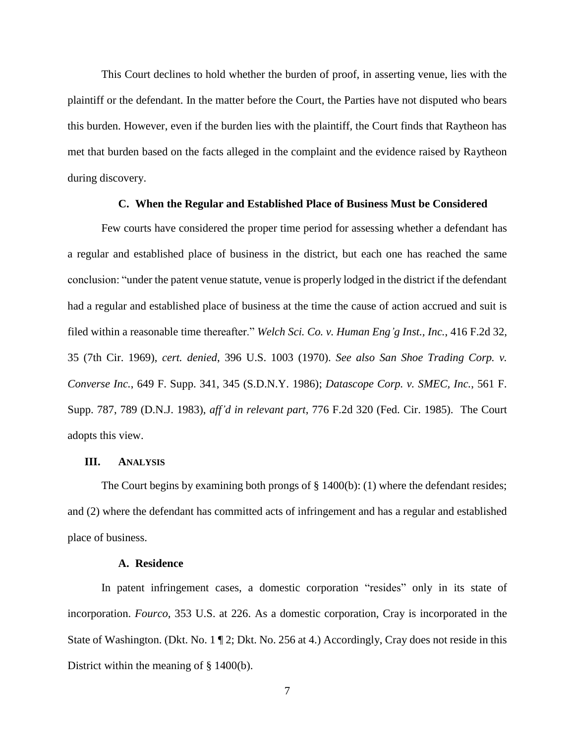This Court declines to hold whether the burden of proof, in asserting venue, lies with the plaintiff or the defendant. In the matter before the Court, the Parties have not disputed who bears this burden. However, even if the burden lies with the plaintiff, the Court finds that Raytheon has met that burden based on the facts alleged in the complaint and the evidence raised by Raytheon during discovery.

### C. When the Regular and Established Place of Business Must be Considered

Few courts have considered the proper time period for assessing whether a defendant has a regular and established place of business in the district, but each one has reached the same conclusion: "under the patent venue statute, venue is properly lodged in the district if the defendant had a regular and established place of business at the time the cause of action accrued and suit is filed within a reasonable time thereafter." *Welch Sci. Co. v. Human Eng'g Inst., Inc.*, 416 F.2d 32, 35 (7th Cir. 1969), *cert. denied*, 396 U.S. 1003 (1970). *See also San Shoe Trading Corp. v. Converse Inc.*, 649 F. Supp. 341, 345 (S.D.N.Y. 1986); *Datascope Corp. v. SMEC, Inc.*, 561 F. Supp. 787, 789 (D.N.J. 1983), *aff'd in relevant part*, 776 F.2d 320 (Fed. Cir. 1985). The Court adopts this view.

## III. Analysis

The Court begins by examining both prongs of § 1400(b): (1) where the defendant resides; and (2) where the defendant has committed acts of infringement and has a regular and established place of business.

### A. Residence

In patent infringement cases, a domestic corporation "resides" only in its state of incorporation. *Fourco*, 353 U.S. at 226. As a domestic corporation, Cray is incorporated in the State of Washington. (Dkt. No. 1 ¶ 2; Dkt. No. 256 at 4.) Accordingly, Cray does not reside in this District within the meaning of § 1400(b).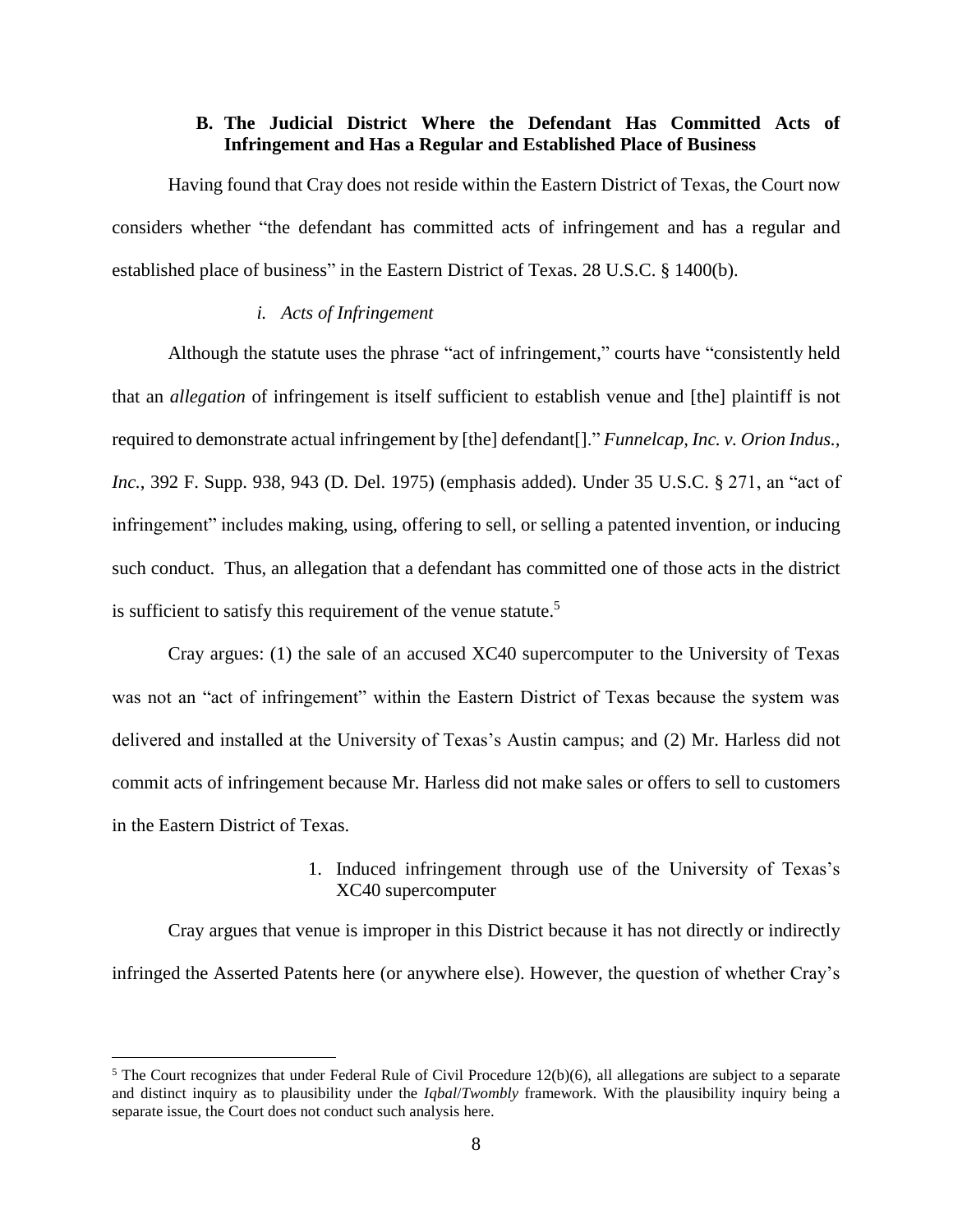### B. The Judicial District Where the Defendant Has Committed Acts of Infringement and Has a Regular and Established Place of Business

Having found that Cray does not reside within the Eastern District of Texas, the Court now considers whether "the defendant has committed acts of infringement and has a regular and established place of business" in the Eastern District of Texas. 28 U.S.C. § 1400(b).

#### *i. Acts of Infringement*

Although the statute uses the phrase "act of infringement," courts have "consistently held that an *allegation* of infringement is itself sufficient to establish venue and [the] plaintiff is not required to demonstrate actual infringement by [the] defendant[]." *Funnelcap, Inc. v. Orion Indus., Inc.*, 392 F. Supp. 938, 943 (D. Del. 1975) (emphasis added). Under 35 U.S.C. § 271, an "act of infringement" includes making, using, offering to sell, or selling a patented invention, or inducing such conduct. Thus, an allegation that a defendant has committed one of those acts in the district is sufficient to satisfy this requirement of the venue statute.[5]

Cray argues: (1) the sale of an accused XC40 supercomputer to the University of Texas was not an "act of infringement" within the Eastern District of Texas because the system was delivered and installed at the University of Texas's Austin campus; and (2) Mr. Harless did not commit acts of infringement because Mr. Harless did not make sales or offers to sell to customers in the Eastern District of Texas.

1. Induced infringement through use of the University of Texas's XC40 supercomputer

Cray argues that venue is improper in this District because it has not directly or indirectly infringed the Asserted Patents here (or anywhere else). However, the question of whether Cray's

---

[5] The Court recognizes that under Federal Rule of Civil Procedure 12(b)(6), all allegations are subject to a separate and distinct inquiry as to plausibility under the *Iqbal*/*Twombly* framework. With the plausibility inquiry being a separate issue, the Court does not conduct such analysis here.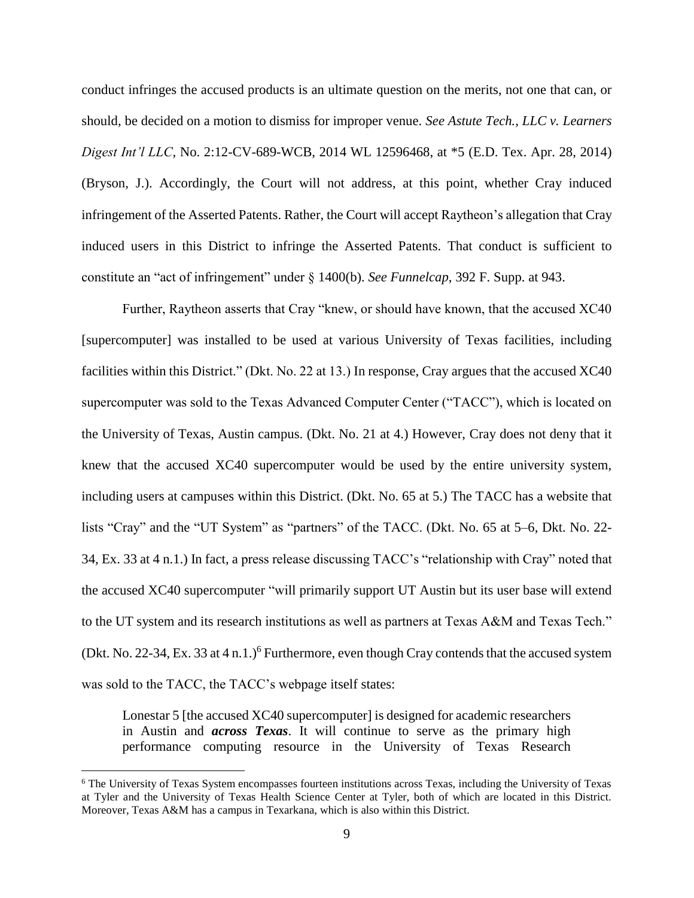conduct infringes the accused products is an ultimate question on the merits, not one that can, or should, be decided on a motion to dismiss for improper venue. *See Astute Tech., LLC v. Learners Digest Int'l LLC*, No. 2:12-CV-689-WCB, 2014 WL 12596468, at *5 (E.D. Tex. Apr. 28, 2014) (Bryson, J.). Accordingly, the Court will not address, at this point, whether Cray induced infringement of the Asserted Patents. Rather, the Court will accept Raytheon's allegation that Cray induced users in this District to infringe the Asserted Patents. That conduct is sufficient to constitute an "act of infringement" under § 1400(b). *See Funnelcap*, 392 F. Supp. at 943.

Further, Raytheon asserts that Cray "knew, or should have known, that the accused XC40 [supercomputer] was installed to be used at various University of Texas facilities, including facilities within this District." (Dkt. No. 22 at 13.) In response, Cray argues that the accused XC40 supercomputer was sold to the Texas Advanced Computer Center ("TACC"), which is located on the University of Texas, Austin campus. (Dkt. No. 21 at 4.) However, Cray does not deny that it knew that the accused XC40 supercomputer would be used by the entire university system, including users at campuses within this District. (Dkt. No. 65 at 5.) The TACC has a website that lists "Cray" and the "UT System" as "partners" of the TACC. (Dkt. No. 65 at 5–6, Dkt. No. 22-34, Ex. 33 at 4 n.1.) In fact, a press release discussing TACC's "relationship with Cray" noted that the accused XC40 supercomputer "will primarily support UT Austin but its user base will extend to the UT system and its research institutions as well as partners at Texas A&M and Texas Tech." (Dkt. No. 22-34, Ex. 33 at 4 n.1.)[6] Furthermore, even though Cray contends that the accused system was sold to the TACC, the TACC's webpage itself states:

> Lonestar 5 [the accused XC40 supercomputer] is designed for academic researchers in Austin and ***across Texas***. It will continue to serve as the primary high performance computing resource in the University of Texas Research

[6] The University of Texas System encompasses fourteen institutions across Texas, including the University of Texas at Tyler and the University of Texas Health Science Center at Tyler, both of which are located in this District. Moreover, Texas A&M has a campus in Texarkana, which is also within this District.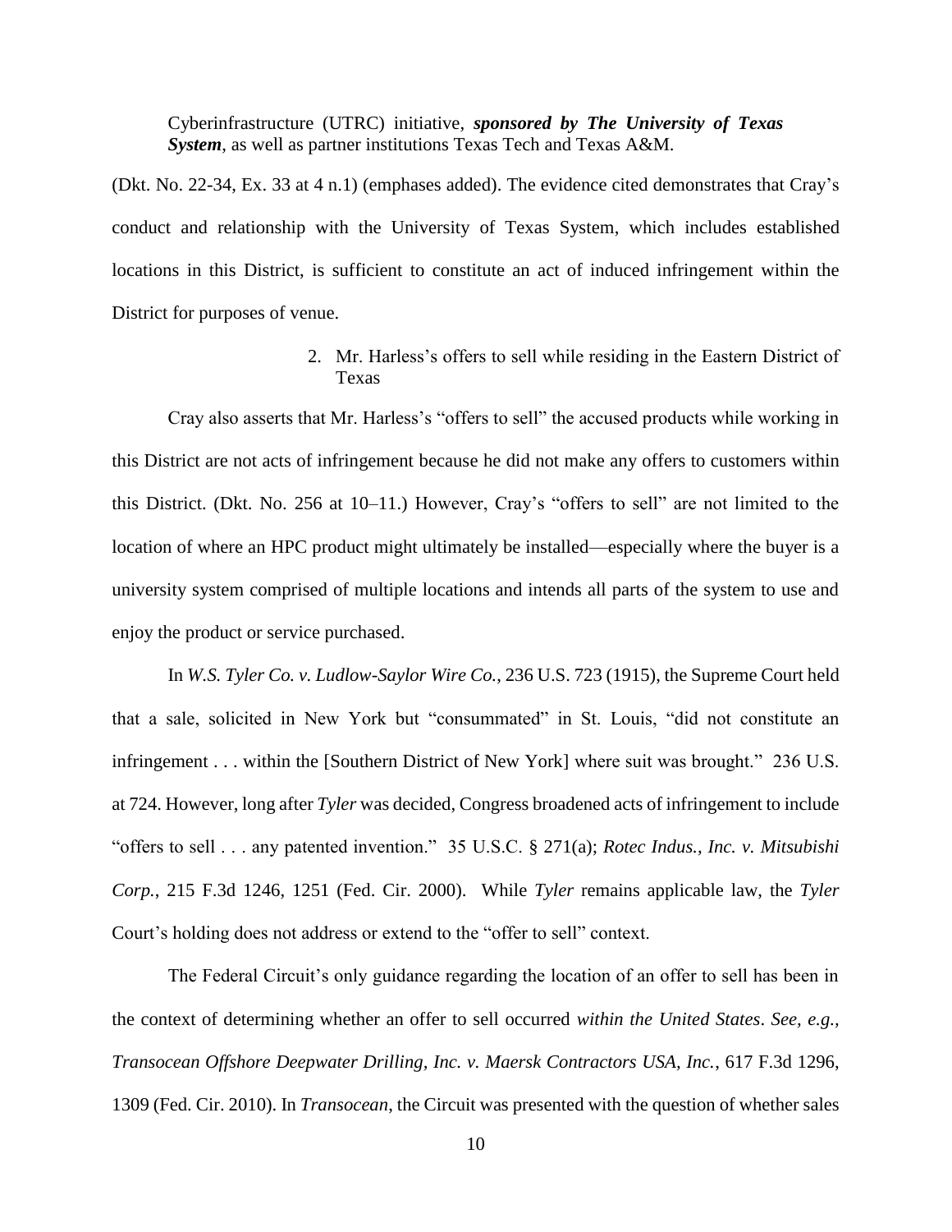> Cyberinfrastructure (UTRC) initiative, ***sponsored by The University of Texas System***, as well as partner institutions Texas Tech and Texas A&M.

(Dkt. No. 22-34, Ex. 33 at 4 n.1) (emphases added). The evidence cited demonstrates that Cray's conduct and relationship with the University of Texas System, which includes established locations in this District, is sufficient to constitute an act of induced infringement within the District for purposes of venue.

2. Mr. Harless's offers to sell while residing in the Eastern District of Texas

Cray also asserts that Mr. Harless's "offers to sell" the accused products while working in this District are not acts of infringement because he did not make any offers to customers within this District. (Dkt. No. 256 at 10–11.) However, Cray's "offers to sell" are not limited to the location of where an HPC product might ultimately be installed—especially where the buyer is a university system comprised of multiple locations and intends all parts of the system to use and enjoy the product or service purchased.

In *W.S. Tyler Co. v. Ludlow-Saylor Wire Co.*, 236 U.S. 723 (1915), the Supreme Court held that a sale, solicited in New York but "consummated" in St. Louis, "did not constitute an infringement . . . within the [Southern District of New York] where suit was brought." 236 U.S. at 724. However, long after *Tyler* was decided, Congress broadened acts of infringement to include "offers to sell . . . any patented invention." 35 U.S.C. § 271(a); *Rotec Indus., Inc. v. Mitsubishi Corp.*, 215 F.3d 1246, 1251 (Fed. Cir. 2000). While *Tyler* remains applicable law, the *Tyler* Court's holding does not address or extend to the "offer to sell" context.

The Federal Circuit's only guidance regarding the location of an offer to sell has been in the context of determining whether an offer to sell occurred *within the United States*. *See, e.g.*, *Transocean Offshore Deepwater Drilling, Inc. v. Maersk Contractors USA, Inc.*, 617 F.3d 1296, 1309 (Fed. Cir. 2010). In *Transocean*, the Circuit was presented with the question of whether sales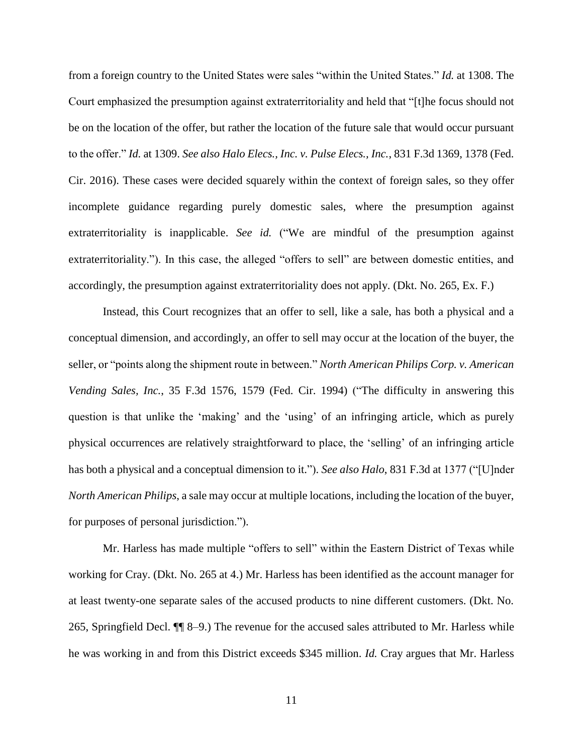from a foreign country to the United States were sales "within the United States." *Id.* at 1308. The Court emphasized the presumption against extraterritoriality and held that "[t]he focus should not be on the location of the offer, but rather the location of the future sale that would occur pursuant to the offer." *Id.* at 1309. *See also Halo Elecs., Inc. v. Pulse Elecs., Inc.*, 831 F.3d 1369, 1378 (Fed. Cir. 2016). These cases were decided squarely within the context of foreign sales, so they offer incomplete guidance regarding purely domestic sales, where the presumption against extraterritoriality is inapplicable. *See id.* ("We are mindful of the presumption against extraterritoriality."). In this case, the alleged "offers to sell" are between domestic entities, and accordingly, the presumption against extraterritoriality does not apply. (Dkt. No. 265, Ex. F.)

Instead, this Court recognizes that an offer to sell, like a sale, has both a physical and a conceptual dimension, and accordingly, an offer to sell may occur at the location of the buyer, the seller, or "points along the shipment route in between." *North American Philips Corp. v. American Vending Sales, Inc.*, 35 F.3d 1576, 1579 (Fed. Cir. 1994) ("The difficulty in answering this question is that unlike the 'making' and the 'using' of an infringing article, which as purely physical occurrences are relatively straightforward to place, the 'selling' of an infringing article has both a physical and a conceptual dimension to it."). *See also Halo*, 831 F.3d at 1377 ("[U]nder *North American Philips*, a sale may occur at multiple locations, including the location of the buyer, for purposes of personal jurisdiction.").

Mr. Harless has made multiple "offers to sell" within the Eastern District of Texas while working for Cray. (Dkt. No. 265 at 4.) Mr. Harless has been identified as the account manager for at least twenty-one separate sales of the accused products to nine different customers. (Dkt. No. 265, Springfield Decl. ¶¶ 8–9.) The revenue for the accused sales attributed to Mr. Harless while he was working in and from this District exceeds $345 million. *Id.* Cray argues that Mr. Harless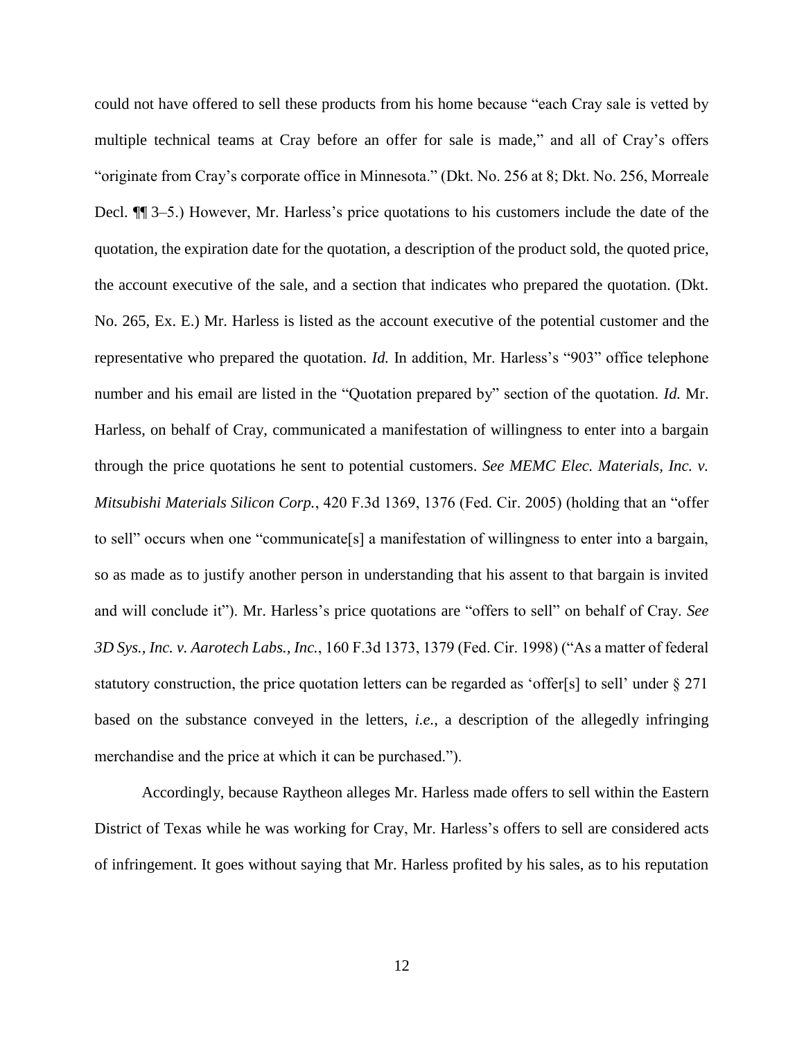could not have offered to sell these products from his home because "each Cray sale is vetted by multiple technical teams at Cray before an offer for sale is made," and all of Cray's offers "originate from Cray's corporate office in Minnesota." (Dkt. No. 256 at 8; Dkt. No. 256, Morreale Decl. ¶¶ 3–5.) However, Mr. Harless's price quotations to his customers include the date of the quotation, the expiration date for the quotation, a description of the product sold, the quoted price, the account executive of the sale, and a section that indicates who prepared the quotation. (Dkt. No. 265, Ex. E.) Mr. Harless is listed as the account executive of the potential customer and the representative who prepared the quotation. *Id.* In addition, Mr. Harless's "903" office telephone number and his email are listed in the "Quotation prepared by" section of the quotation. *Id.* Mr. Harless, on behalf of Cray, communicated a manifestation of willingness to enter into a bargain through the price quotations he sent to potential customers. *See MEMC Elec. Materials, Inc. v. Mitsubishi Materials Silicon Corp.*, 420 F.3d 1369, 1376 (Fed. Cir. 2005) (holding that an "offer to sell" occurs when one "communicate[s] a manifestation of willingness to enter into a bargain, so as made as to justify another person in understanding that his assent to that bargain is invited and will conclude it"). Mr. Harless's price quotations are "offers to sell" on behalf of Cray. *See 3D Sys., Inc. v. Aarotech Labs., Inc.*, 160 F.3d 1373, 1379 (Fed. Cir. 1998) ("As a matter of federal statutory construction, the price quotation letters can be regarded as 'offer[s] to sell' under § 271 based on the substance conveyed in the letters, *i.e.*, a description of the allegedly infringing merchandise and the price at which it can be purchased.").

Accordingly, because Raytheon alleges Mr. Harless made offers to sell within the Eastern District of Texas while he was working for Cray, Mr. Harless's offers to sell are considered acts of infringement. It goes without saying that Mr. Harless profited by his sales, as to his reputation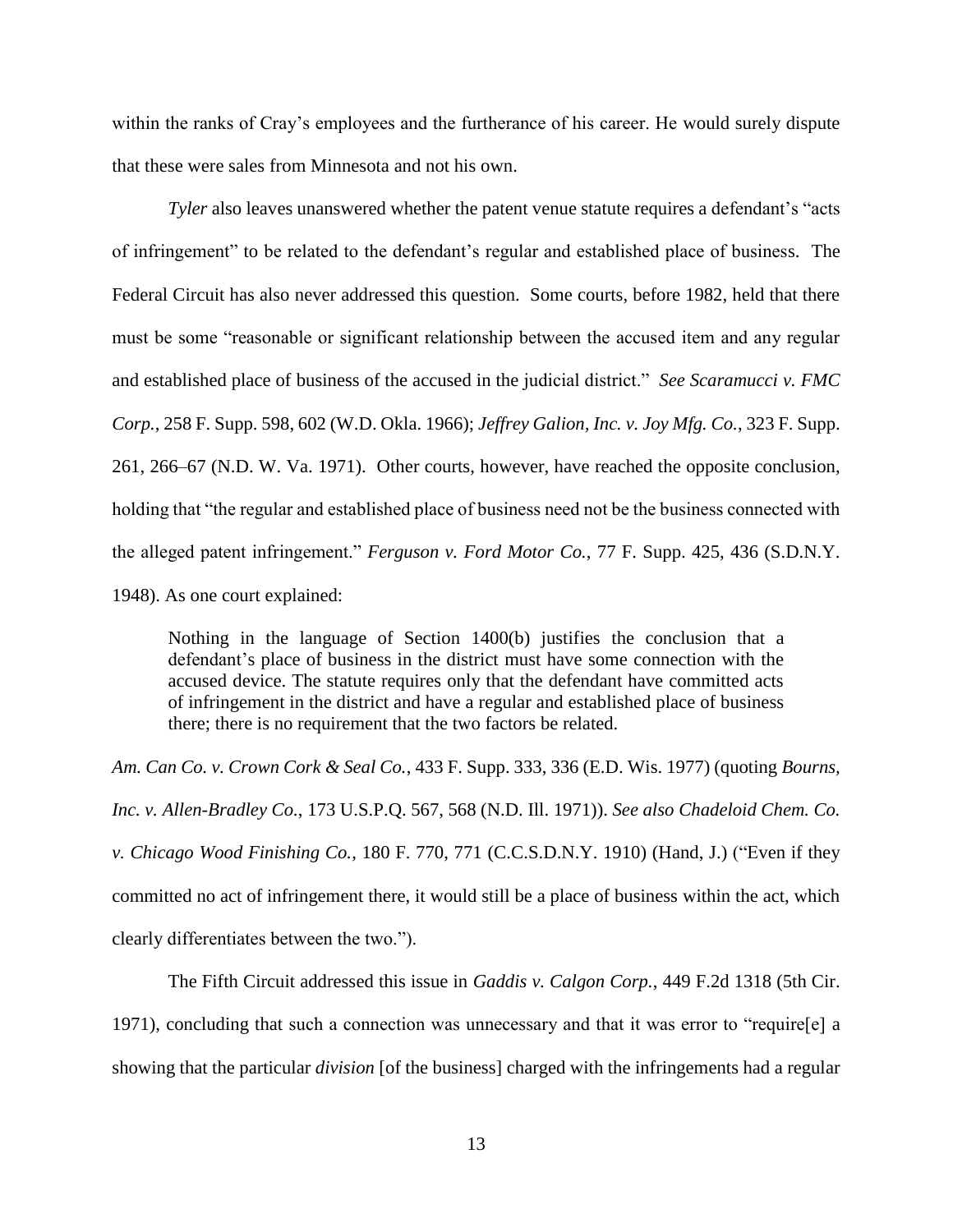within the ranks of Cray's employees and the furtherance of his career. He would surely dispute that these were sales from Minnesota and not his own.

*Tyler* also leaves unanswered whether the patent venue statute requires a defendant's "acts of infringement" to be related to the defendant's regular and established place of business. The Federal Circuit has also never addressed this question. Some courts, before 1982, held that there must be some "reasonable or significant relationship between the accused item and any regular and established place of business of the accused in the judicial district." *See Scaramucci v. FMC Corp.*, 258 F. Supp. 598, 602 (W.D. Okla. 1966); *Jeffrey Galion, Inc. v. Joy Mfg. Co.*, 323 F. Supp. 261, 266–67 (N.D. W. Va. 1971). Other courts, however, have reached the opposite conclusion, holding that "the regular and established place of business need not be the business connected with the alleged patent infringement." *Ferguson v. Ford Motor Co.*, 77 F. Supp. 425, 436 (S.D.N.Y. 1948). As one court explained:

> Nothing in the language of Section 1400(b) justifies the conclusion that a defendant's place of business in the district must have some connection with the accused device. The statute requires only that the defendant have committed acts of infringement in the district and have a regular and established place of business there; there is no requirement that the two factors be related.

*Am. Can Co. v. Crown Cork & Seal Co.*, 433 F. Supp. 333, 336 (E.D. Wis. 1977) (quoting *Bourns, Inc. v. Allen-Bradley Co.*, 173 U.S.P.Q. 567, 568 (N.D. Ill. 1971)). *See also Chadeloid Chem. Co. v. Chicago Wood Finishing Co.*, 180 F. 770, 771 (C.C.S.D.N.Y. 1910) (Hand, J.) ("Even if they committed no act of infringement there, it would still be a place of business within the act, which clearly differentiates between the two.").

The Fifth Circuit addressed this issue in *Gaddis v. Calgon Corp.*, 449 F.2d 1318 (5th Cir. 1971), concluding that such a connection was unnecessary and that it was error to "require[e] a showing that the particular *division* [of the business] charged with the infringements had a regular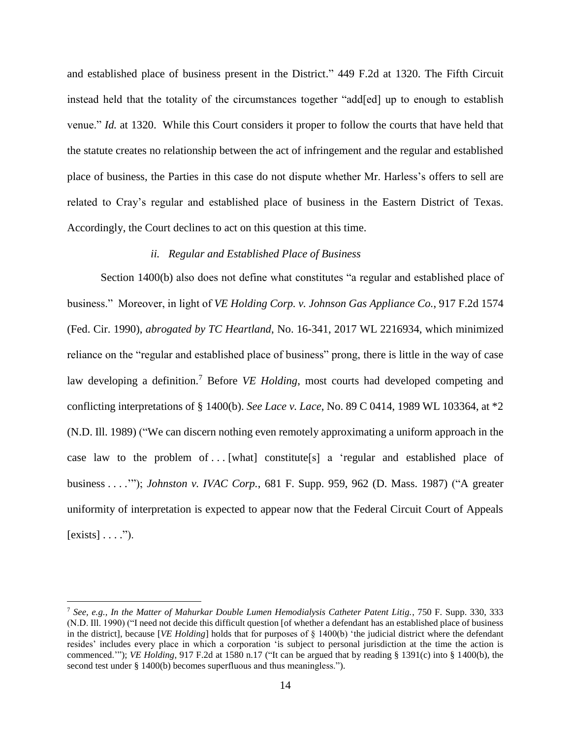and established place of business present in the District." 449 F.2d at 1320. The Fifth Circuit instead held that the totality of the circumstances together "add[ed] up to enough to establish venue." *Id.* at 1320. While this Court considers it proper to follow the courts that have held that the statute creates no relationship between the act of infringement and the regular and established place of business, the Parties in this case do not dispute whether Mr. Harless's offers to sell are related to Cray's regular and established place of business in the Eastern District of Texas. Accordingly, the Court declines to act on this question at this time.

#### *ii. Regular and Established Place of Business*

Section 1400(b) also does not define what constitutes "a regular and established place of business." Moreover, in light of *VE Holding Corp. v. Johnson Gas Appliance Co.*, 917 F.2d 1574 (Fed. Cir. 1990), *abrogated by TC Heartland*, No. 16-341, 2017 WL 2216934, which minimized reliance on the "regular and established place of business" prong, there is little in the way of case law developing a definition.[7] Before *VE Holding*, most courts had developed competing and conflicting interpretations of § 1400(b). *See Lace v. Lace*, No. 89 C 0414, 1989 WL 103364, at *2 (N.D. Ill. 1989) ("We can discern nothing even remotely approximating a uniform approach in the case law to the problem of . . . [what] constitute[s] a 'regular and established place of business . . . .'"); *Johnston v. IVAC Corp.*, 681 F. Supp. 959, 962 (D. Mass. 1987) ("A greater uniformity of interpretation is expected to appear now that the Federal Circuit Court of Appeals [exists] . . . .").

---

[7] *See, e.g., In the Matter of Mahurkar Double Lumen Hemodialysis Catheter Patent Litig.*, 750 F. Supp. 330, 333 (N.D. Ill. 1990) ("I need not decide this difficult question [of whether a defendant has an established place of business in the district], because [*VE Holding*] holds that for purposes of § 1400(b) 'the judicial district where the defendant resides' includes every place in which a corporation 'is subject to personal jurisdiction at the time the action is commenced.'"); *VE Holding*, 917 F.2d at 1580 n.17 ("It can be argued that by reading § 1391(c) into § 1400(b), the second test under § 1400(b) becomes superfluous and thus meaningless.").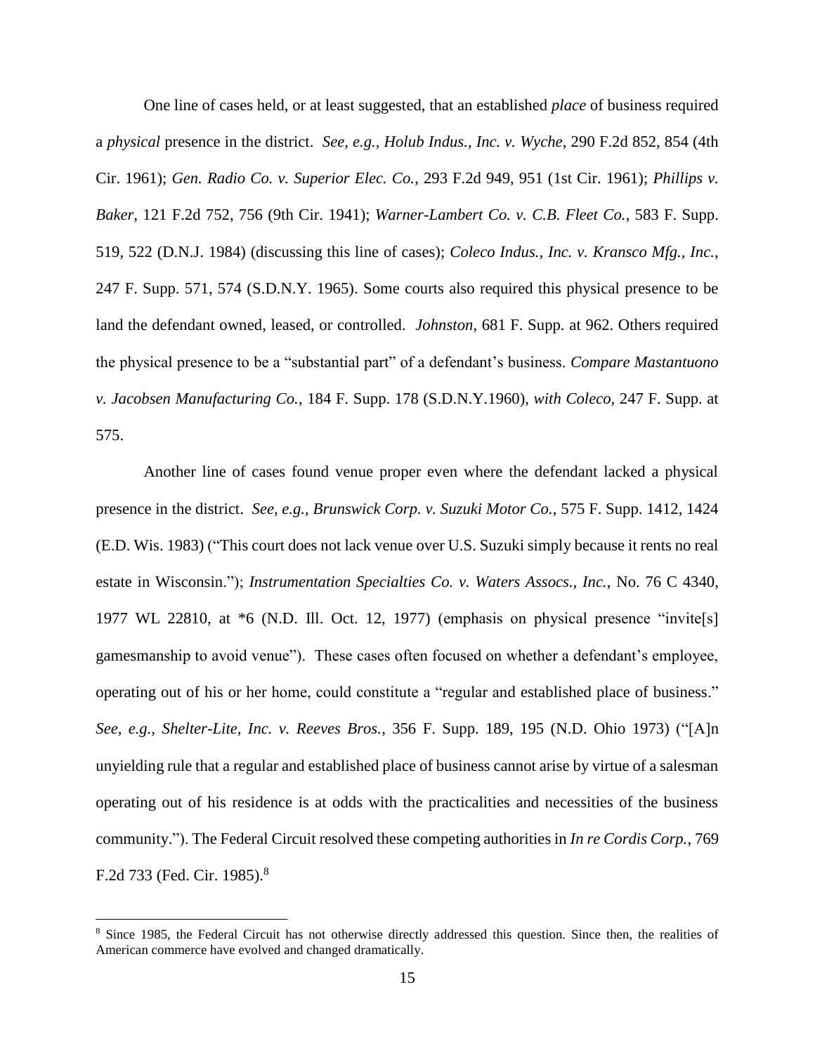One line of cases held, or at least suggested, that an established *place* of business required a *physical* presence in the district. *See, e.g.*, *Holub Indus., Inc. v. Wyche*, 290 F.2d 852, 854 (4th Cir. 1961); *Gen. Radio Co. v. Superior Elec. Co.*, 293 F.2d 949, 951 (1st Cir. 1961); *Phillips v. Baker*, 121 F.2d 752, 756 (9th Cir. 1941); *Warner-Lambert Co. v. C.B. Fleet Co.*, 583 F. Supp. 519, 522 (D.N.J. 1984) (discussing this line of cases); *Coleco Indus., Inc. v. Kransco Mfg., Inc.*, 247 F. Supp. 571, 574 (S.D.N.Y. 1965). Some courts also required this physical presence to be land the defendant owned, leased, or controlled. *Johnston*, 681 F. Supp. at 962. Others required the physical presence to be a "substantial part" of a defendant's business. *Compare Mastantuono v. Jacobsen Manufacturing Co.*, 184 F. Supp. 178 (S.D.N.Y.1960), *with Coleco*, 247 F. Supp. at 575.

Another line of cases found venue proper even where the defendant lacked a physical presence in the district. *See, e.g.*, *Brunswick Corp. v. Suzuki Motor Co.*, 575 F. Supp. 1412, 1424 (E.D. Wis. 1983) ("This court does not lack venue over U.S. Suzuki simply because it rents no real estate in Wisconsin."); *Instrumentation Specialties Co. v. Waters Assocs., Inc.*, No. 76 C 4340, 1977 WL 22810, at *6 (N.D. Ill. Oct. 12, 1977) (emphasis on physical presence "invite[s] gamesmanship to avoid venue"). These cases often focused on whether a defendant's employee, operating out of his or her home, could constitute a "regular and established place of business." *See, e.g.*, *Shelter-Lite, Inc. v. Reeves Bros.*, 356 F. Supp. 189, 195 (N.D. Ohio 1973) ("[A]n unyielding rule that a regular and established place of business cannot arise by virtue of a salesman operating out of his residence is at odds with the practicalities and necessities of the business community."). The Federal Circuit resolved these competing authorities in *In re Cordis Corp.*, 769 F.2d 733 (Fed. Cir. 1985).[8]

---

[8] Since 1985, the Federal Circuit has not otherwise directly addressed this question. Since then, the realities of American commerce have evolved and changed dramatically.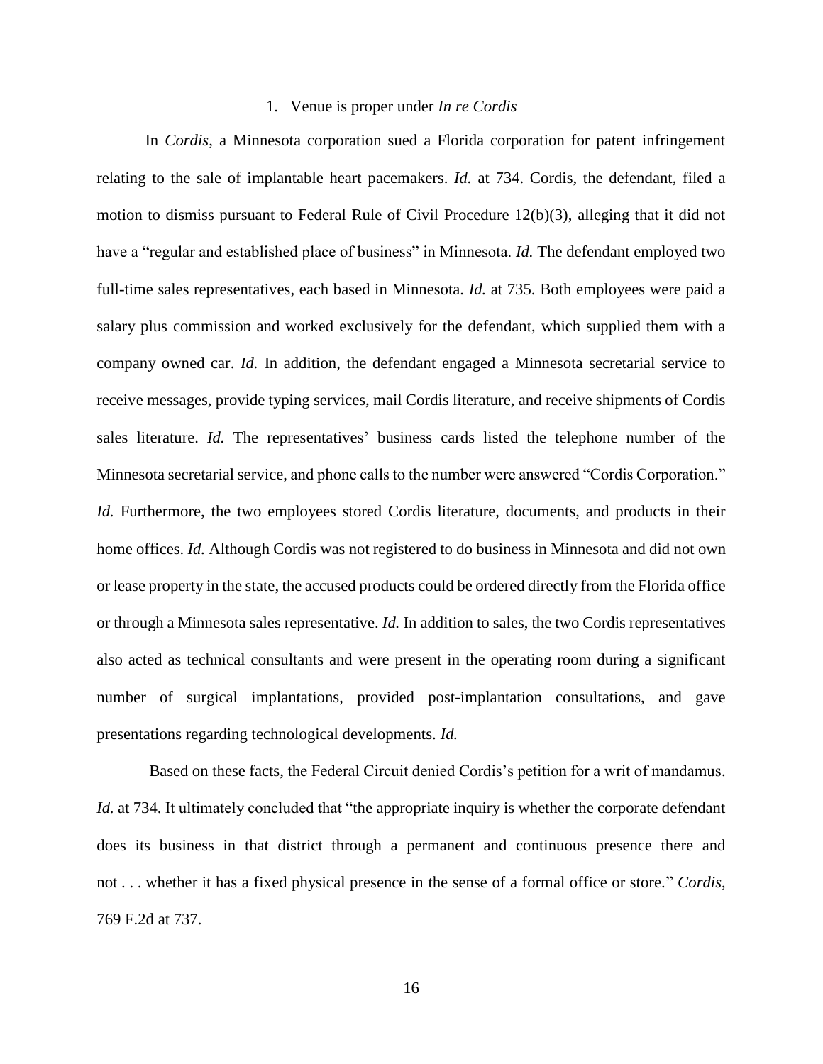### 1. Venue is proper under *In re Cordis*

In *Cordis*, a Minnesota corporation sued a Florida corporation for patent infringement relating to the sale of implantable heart pacemakers. *Id.* at 734. Cordis, the defendant, filed a motion to dismiss pursuant to Federal Rule of Civil Procedure 12(b)(3), alleging that it did not have a "regular and established place of business" in Minnesota. *Id.* The defendant employed two full-time sales representatives, each based in Minnesota. *Id.* at 735. Both employees were paid a salary plus commission and worked exclusively for the defendant, which supplied them with a company owned car. *Id.* In addition, the defendant engaged a Minnesota secretarial service to receive messages, provide typing services, mail Cordis literature, and receive shipments of Cordis sales literature. *Id.* The representatives' business cards listed the telephone number of the Minnesota secretarial service, and phone calls to the number were answered "Cordis Corporation." *Id.* Furthermore, the two employees stored Cordis literature, documents, and products in their home offices. *Id.* Although Cordis was not registered to do business in Minnesota and did not own or lease property in the state, the accused products could be ordered directly from the Florida office or through a Minnesota sales representative. *Id.* In addition to sales, the two Cordis representatives also acted as technical consultants and were present in the operating room during a significant number of surgical implantations, provided post-implantation consultations, and gave presentations regarding technological developments. *Id.*

Based on these facts, the Federal Circuit denied Cordis's petition for a writ of mandamus. *Id.* at 734. It ultimately concluded that "the appropriate inquiry is whether the corporate defendant does its business in that district through a permanent and continuous presence there and not . . . whether it has a fixed physical presence in the sense of a formal office or store." *Cordis*, 769 F.2d at 737.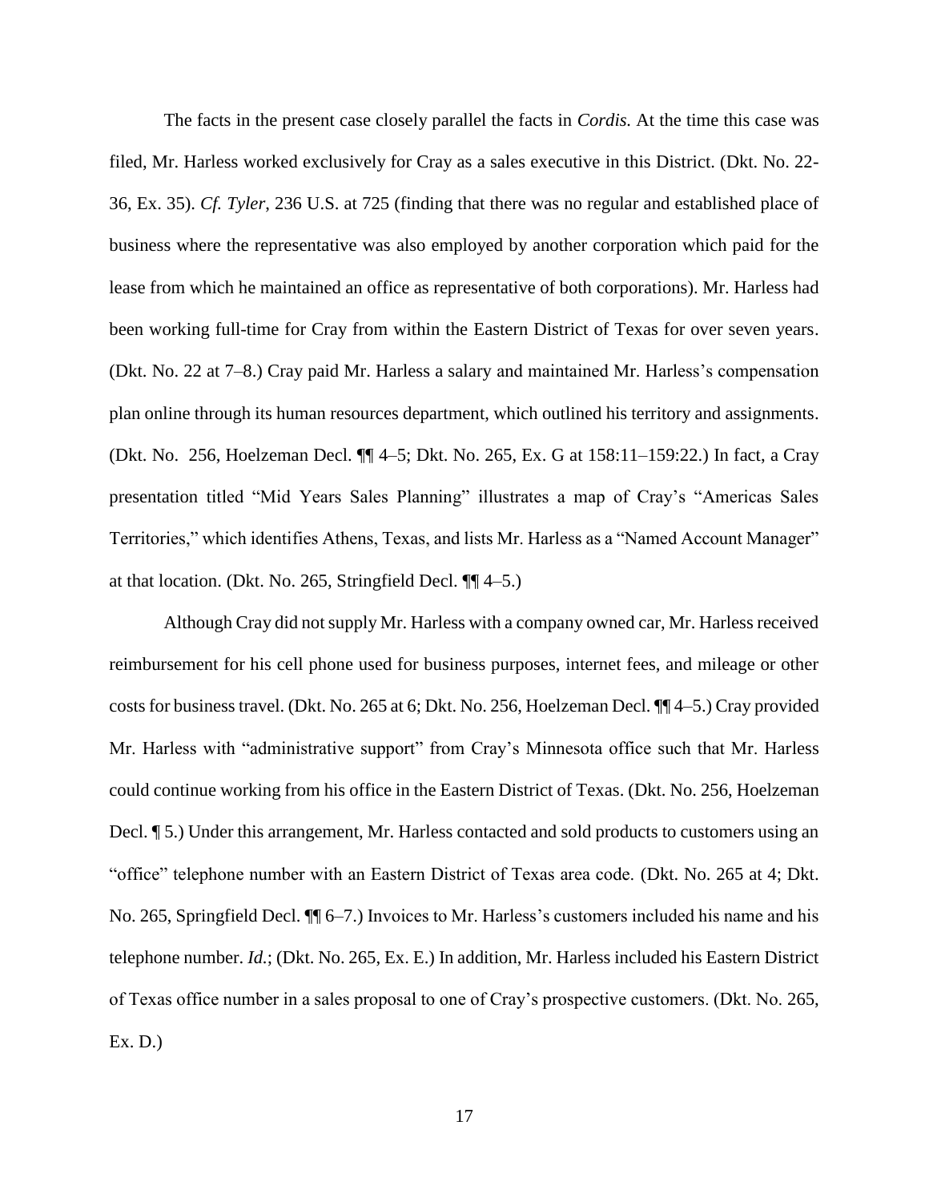The facts in the present case closely parallel the facts in *Cordis*. At the time this case was filed, Mr. Harless worked exclusively for Cray as a sales executive in this District. (Dkt. No. 22-36, Ex. 35). *Cf. Tyler*, 236 U.S. at 725 (finding that there was no regular and established place of business where the representative was also employed by another corporation which paid for the lease from which he maintained an office as representative of both corporations). Mr. Harless had been working full-time for Cray from within the Eastern District of Texas for over seven years. (Dkt. No. 22 at 7–8.) Cray paid Mr. Harless a salary and maintained Mr. Harless's compensation plan online through its human resources department, which outlined his territory and assignments. (Dkt. No. 256, Hoelzeman Decl. ¶¶ 4–5; Dkt. No. 265, Ex. G at 158:11–159:22.) In fact, a Cray presentation titled "Mid Years Sales Planning" illustrates a map of Cray's "Americas Sales Territories," which identifies Athens, Texas, and lists Mr. Harless as a "Named Account Manager" at that location. (Dkt. No. 265, Stringfield Decl. ¶¶ 4–5.)

Although Cray did not supply Mr. Harless with a company owned car, Mr. Harless received reimbursement for his cell phone used for business purposes, internet fees, and mileage or other costs for business travel. (Dkt. No. 265 at 6; Dkt. No. 256, Hoelzeman Decl. ¶¶ 4–5.) Cray provided Mr. Harless with "administrative support" from Cray's Minnesota office such that Mr. Harless could continue working from his office in the Eastern District of Texas. (Dkt. No. 256, Hoelzeman Decl. ¶ 5.) Under this arrangement, Mr. Harless contacted and sold products to customers using an "office" telephone number with an Eastern District of Texas area code. (Dkt. No. 265 at 4; Dkt. No. 265, Springfield Decl. ¶¶ 6–7.) Invoices to Mr. Harless's customers included his name and his telephone number. *Id.*; (Dkt. No. 265, Ex. E.) In addition, Mr. Harless included his Eastern District of Texas office number in a sales proposal to one of Cray's prospective customers. (Dkt. No. 265, Ex. D.)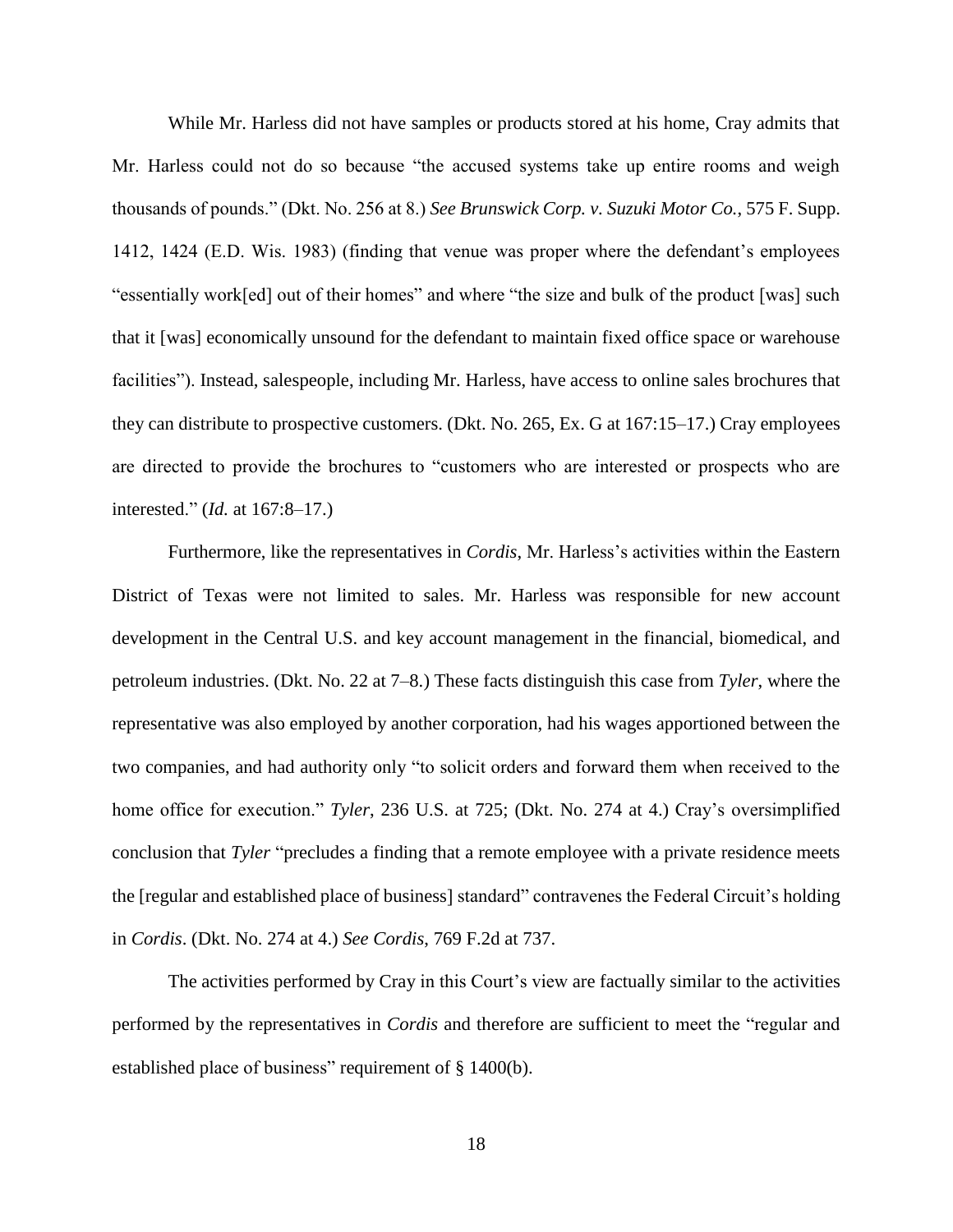While Mr. Harless did not have samples or products stored at his home, Cray admits that Mr. Harless could not do so because "the accused systems take up entire rooms and weigh thousands of pounds." (Dkt. No. 256 at 8.) *See Brunswick Corp. v. Suzuki Motor Co.*, 575 F. Supp. 1412, 1424 (E.D. Wis. 1983) (finding that venue was proper where the defendant's employees "essentially work[ed] out of their homes" and where "the size and bulk of the product [was] such that it [was] economically unsound for the defendant to maintain fixed office space or warehouse facilities"). Instead, salespeople, including Mr. Harless, have access to online sales brochures that they can distribute to prospective customers. (Dkt. No. 265, Ex. G at 167:15–17.) Cray employees are directed to provide the brochures to "customers who are interested or prospects who are interested." (*Id.* at 167:8–17.)

Furthermore, like the representatives in *Cordis*, Mr. Harless's activities within the Eastern District of Texas were not limited to sales. Mr. Harless was responsible for new account development in the Central U.S. and key account management in the financial, biomedical, and petroleum industries. (Dkt. No. 22 at 7–8.) These facts distinguish this case from *Tyler*, where the representative was also employed by another corporation, had his wages apportioned between the two companies, and had authority only "to solicit orders and forward them when received to the home office for execution." *Tyler*, 236 U.S. at 725; (Dkt. No. 274 at 4.) Cray's oversimplified conclusion that *Tyler* "precludes a finding that a remote employee with a private residence meets the [regular and established place of business] standard" contravenes the Federal Circuit's holding in *Cordis*. (Dkt. No. 274 at 4.) *See Cordis*, 769 F.2d at 737.

The activities performed by Cray in this Court's view are factually similar to the activities performed by the representatives in *Cordis* and therefore are sufficient to meet the "regular and established place of business" requirement of § 1400(b).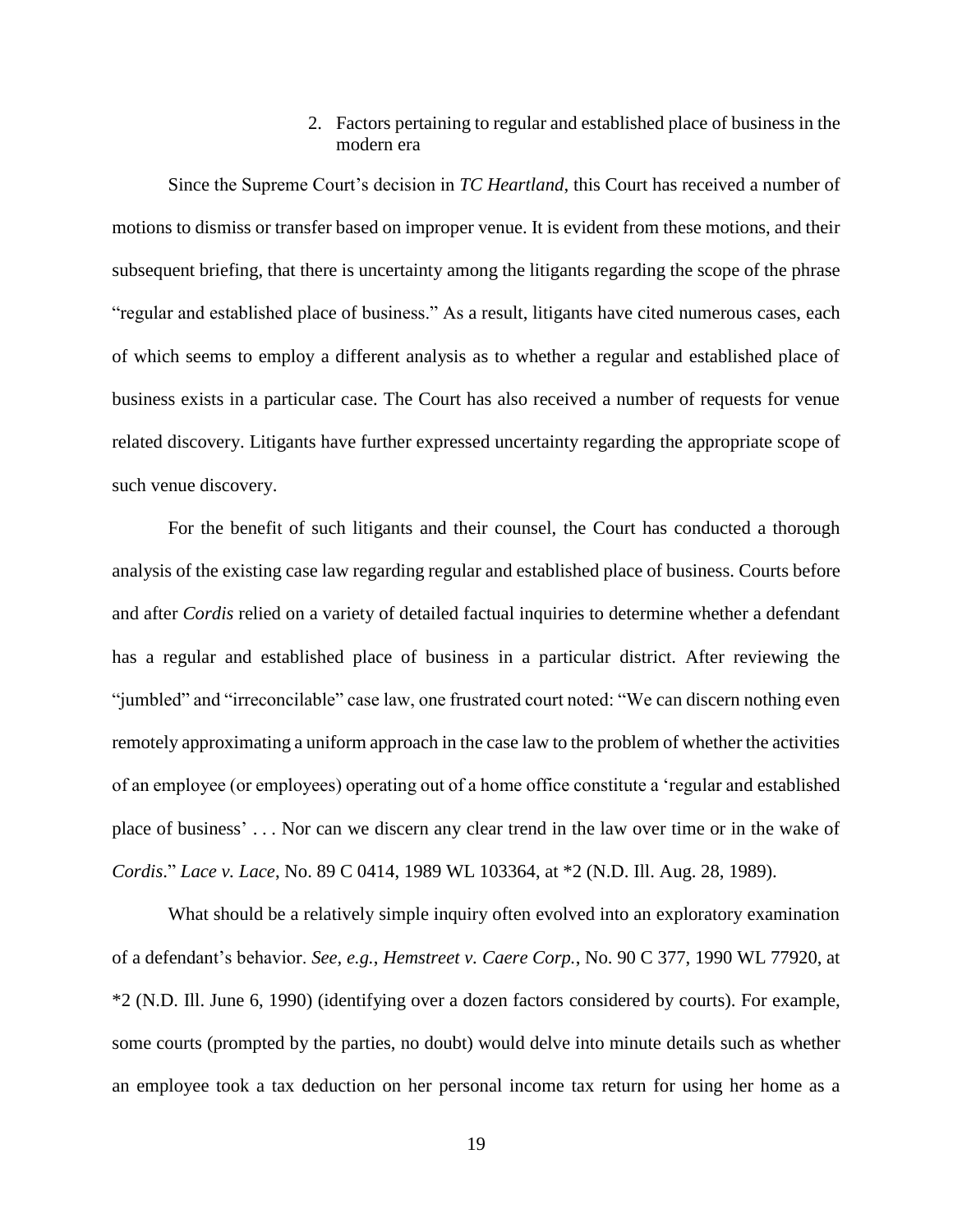2. Factors pertaining to regular and established place of business in the modern era

Since the Supreme Court's decision in *TC Heartland*, this Court has received a number of motions to dismiss or transfer based on improper venue. It is evident from these motions, and their subsequent briefing, that there is uncertainty among the litigants regarding the scope of the phrase "regular and established place of business." As a result, litigants have cited numerous cases, each of which seems to employ a different analysis as to whether a regular and established place of business exists in a particular case. The Court has also received a number of requests for venue related discovery. Litigants have further expressed uncertainty regarding the appropriate scope of such venue discovery.

For the benefit of such litigants and their counsel, the Court has conducted a thorough analysis of the existing case law regarding regular and established place of business. Courts before and after *Cordis* relied on a variety of detailed factual inquiries to determine whether a defendant has a regular and established place of business in a particular district. After reviewing the "jumbled" and "irreconcilable" case law, one frustrated court noted: "We can discern nothing even remotely approximating a uniform approach in the case law to the problem of whether the activities of an employee (or employees) operating out of a home office constitute a 'regular and established place of business' . . . Nor can we discern any clear trend in the law over time or in the wake of *Cordis*." *Lace v. Lace*, No. 89 C 0414, 1989 WL 103364, at *2 (N.D. Ill. Aug. 28, 1989).

What should be a relatively simple inquiry often evolved into an exploratory examination of a defendant's behavior. *See, e.g.*, *Hemstreet v. Caere Corp.*, No. 90 C 377, 1990 WL 77920, at *2 (N.D. Ill. June 6, 1990) (identifying over a dozen factors considered by courts). For example, some courts (prompted by the parties, no doubt) would delve into minute details such as whether an employee took a tax deduction on her personal income tax return for using her home as a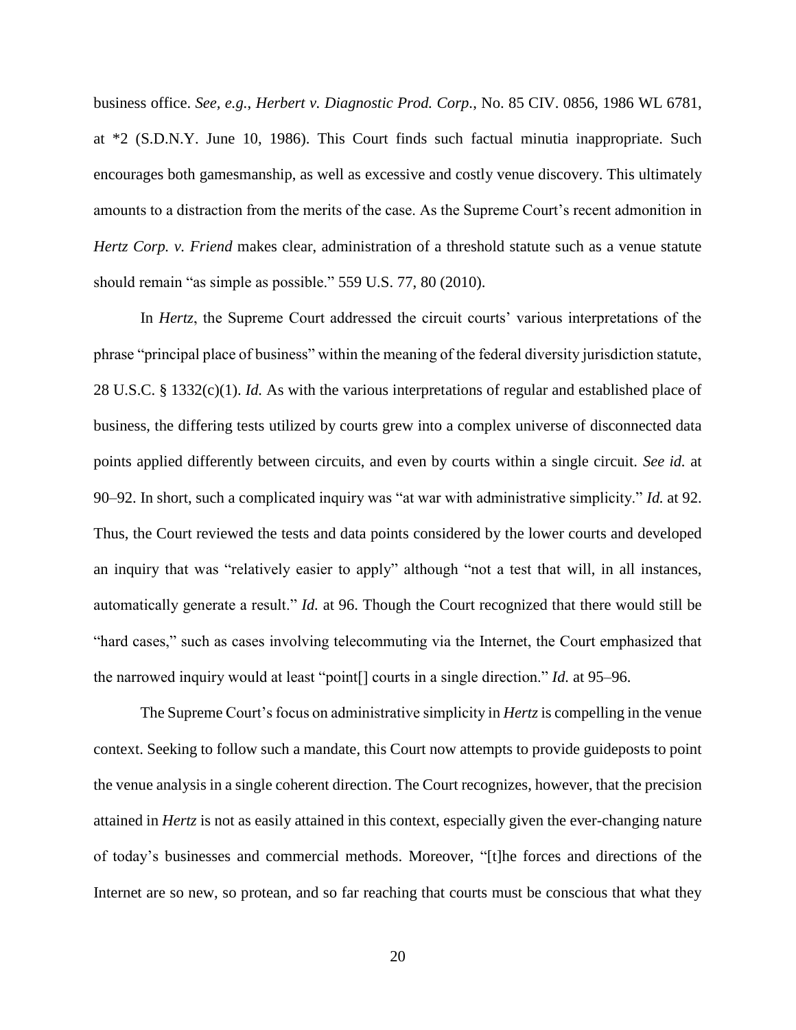business office. *See, e.g.*, *Herbert v. Diagnostic Prod. Corp.*, No. 85 CIV. 0856, 1986 WL 6781, at *2 (S.D.N.Y. June 10, 1986). This Court finds such factual minutia inappropriate. Such encourages both gamesmanship, as well as excessive and costly venue discovery. This ultimately amounts to a distraction from the merits of the case. As the Supreme Court's recent admonition in *Hertz Corp. v. Friend* makes clear, administration of a threshold statute such as a venue statute should remain "as simple as possible." 559 U.S. 77, 80 (2010).

In *Hertz*, the Supreme Court addressed the circuit courts' various interpretations of the phrase "principal place of business" within the meaning of the federal diversity jurisdiction statute, 28 U.S.C. § 1332(c)(1). *Id.* As with the various interpretations of regular and established place of business, the differing tests utilized by courts grew into a complex universe of disconnected data points applied differently between circuits, and even by courts within a single circuit. *See id.* at 90–92. In short, such a complicated inquiry was "at war with administrative simplicity." *Id.* at 92. Thus, the Court reviewed the tests and data points considered by the lower courts and developed an inquiry that was "relatively easier to apply" although "not a test that will, in all instances, automatically generate a result." *Id.* at 96. Though the Court recognized that there would still be "hard cases," such as cases involving telecommuting via the Internet, the Court emphasized that the narrowed inquiry would at least "point[] courts in a single direction." *Id.* at 95–96.

The Supreme Court's focus on administrative simplicity in *Hertz* is compelling in the venue context. Seeking to follow such a mandate, this Court now attempts to provide guideposts to point the venue analysis in a single coherent direction. The Court recognizes, however, that the precision attained in *Hertz* is not as easily attained in this context, especially given the ever-changing nature of today's businesses and commercial methods. Moreover, "[t]he forces and directions of the Internet are so new, so protean, and so far reaching that courts must be conscious that what they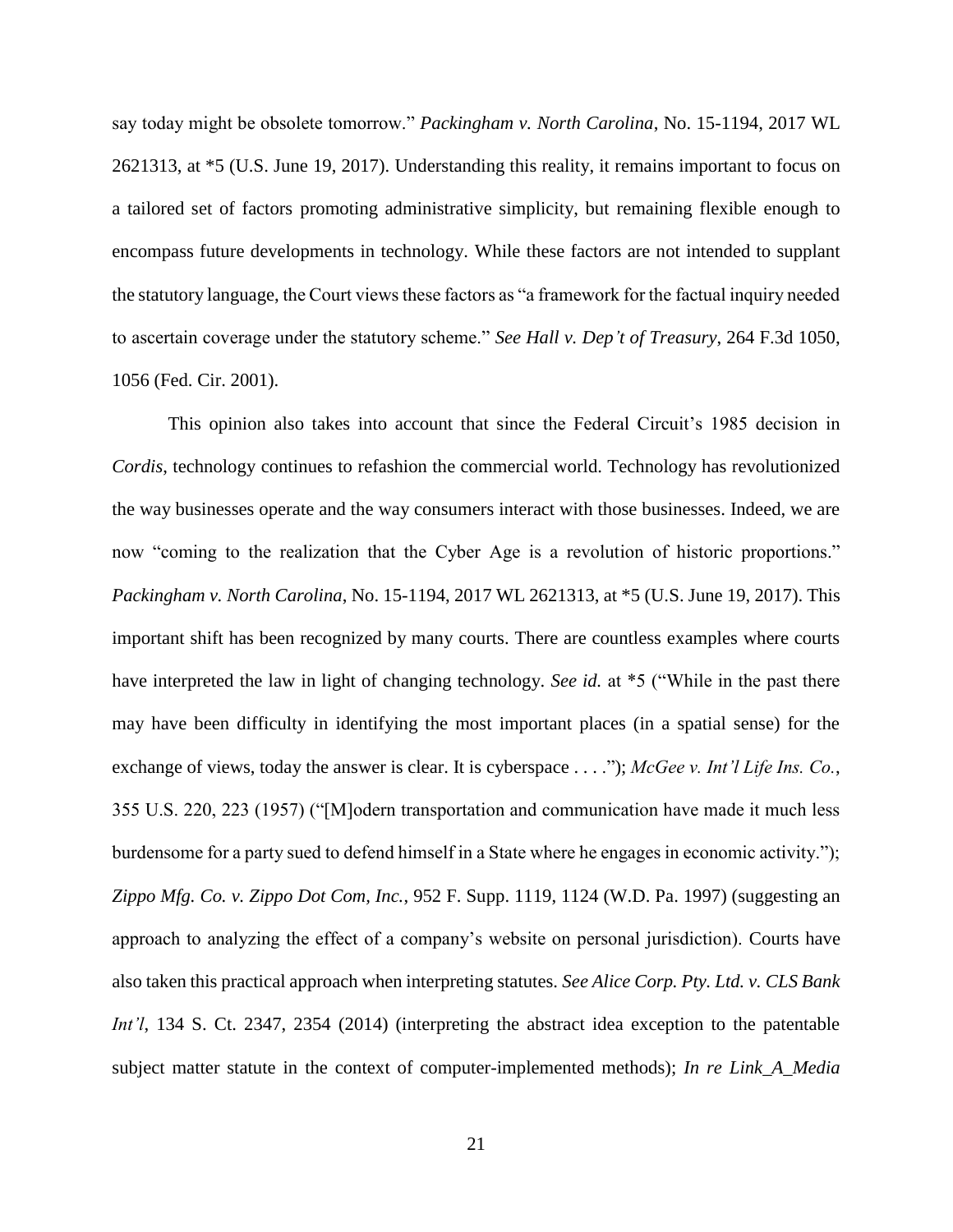say today might be obsolete tomorrow." *Packingham v. North Carolina*, No. 15-1194, 2017 WL 2621313, at *5 (U.S. June 19, 2017). Understanding this reality, it remains important to focus on a tailored set of factors promoting administrative simplicity, but remaining flexible enough to encompass future developments in technology. While these factors are not intended to supplant the statutory language, the Court views these factors as "a framework for the factual inquiry needed to ascertain coverage under the statutory scheme." *See Hall v. Dep't of Treasury*, 264 F.3d 1050, 1056 (Fed. Cir. 2001).

This opinion also takes into account that since the Federal Circuit's 1985 decision in *Cordis*, technology continues to refashion the commercial world. Technology has revolutionized the way businesses operate and the way consumers interact with those businesses. Indeed, we are now "coming to the realization that the Cyber Age is a revolution of historic proportions." *Packingham v. North Carolina*, No. 15-1194, 2017 WL 2621313, at *5 (U.S. June 19, 2017). This important shift has been recognized by many courts. There are countless examples where courts have interpreted the law in light of changing technology. *See id.* at *5 ("While in the past there may have been difficulty in identifying the most important places (in a spatial sense) for the exchange of views, today the answer is clear. It is cyberspace . . . ."); *McGee v. Int'l Life Ins. Co.*, 355 U.S. 220, 223 (1957) ("[M]odern transportation and communication have made it much less burdensome for a party sued to defend himself in a State where he engages in economic activity."); *Zippo Mfg. Co. v. Zippo Dot Com, Inc.*, 952 F. Supp. 1119, 1124 (W.D. Pa. 1997) (suggesting an approach to analyzing the effect of a company's website on personal jurisdiction). Courts have also taken this practical approach when interpreting statutes. *See Alice Corp. Pty. Ltd. v. CLS Bank Int'l*, 134 S. Ct. 2347, 2354 (2014) (interpreting the abstract idea exception to the patentable subject matter statute in the context of computer-implemented methods); *In re Link_A_Media*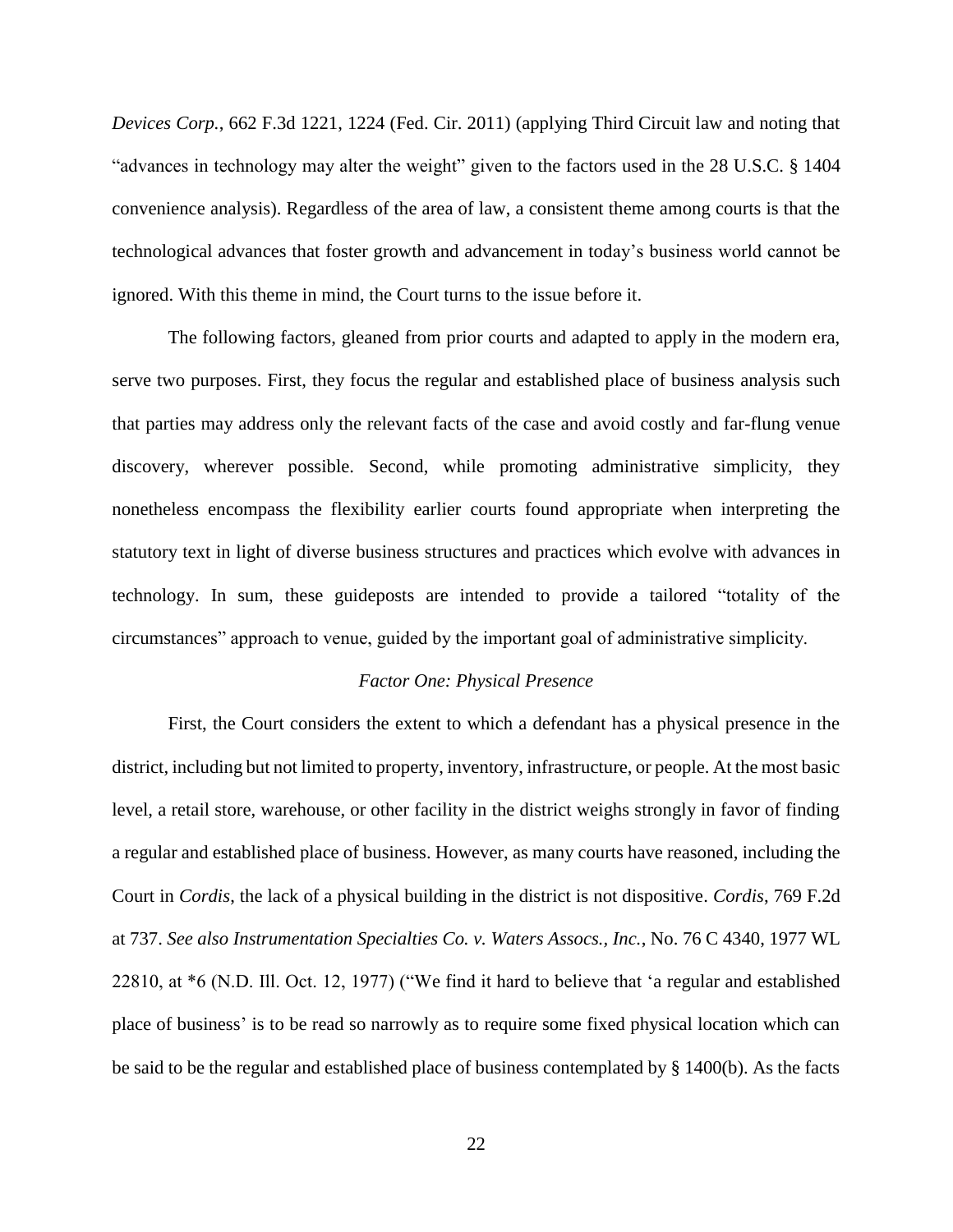*Devices Corp.*, 662 F.3d 1221, 1224 (Fed. Cir. 2011) (applying Third Circuit law and noting that "advances in technology may alter the weight" given to the factors used in the 28 U.S.C. § 1404 convenience analysis). Regardless of the area of law, a consistent theme among courts is that the technological advances that foster growth and advancement in today's business world cannot be ignored. With this theme in mind, the Court turns to the issue before it.

The following factors, gleaned from prior courts and adapted to apply in the modern era, serve two purposes. First, they focus the regular and established place of business analysis such that parties may address only the relevant facts of the case and avoid costly and far-flung venue discovery, wherever possible. Second, while promoting administrative simplicity, they nonetheless encompass the flexibility earlier courts found appropriate when interpreting the statutory text in light of diverse business structures and practices which evolve with advances in technology. In sum, these guideposts are intended to provide a tailored "totality of the circumstances" approach to venue, guided by the important goal of administrative simplicity.

*Factor One: Physical Presence*

First, the Court considers the extent to which a defendant has a physical presence in the district, including but not limited to property, inventory, infrastructure, or people. At the most basic level, a retail store, warehouse, or other facility in the district weighs strongly in favor of finding a regular and established place of business. However, as many courts have reasoned, including the Court in *Cordis*, the lack of a physical building in the district is not dispositive. *Cordis*, 769 F.2d at 737. *See also Instrumentation Specialties Co. v. Waters Assocs., Inc.*, No. 76 C 4340, 1977 WL 22810, at *6 (N.D. Ill. Oct. 12, 1977) ("We find it hard to believe that 'a regular and established place of business' is to be read so narrowly as to require some fixed physical location which can be said to be the regular and established place of business contemplated by § 1400(b). As the facts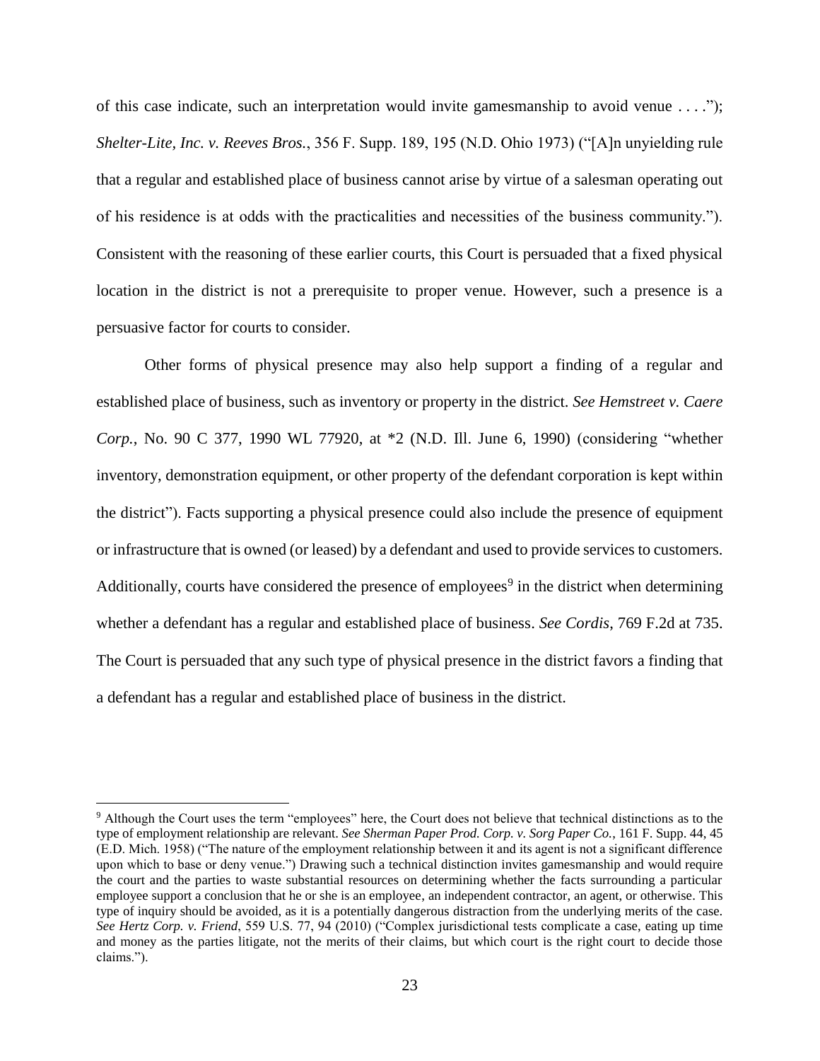of this case indicate, such an interpretation would invite gamesmanship to avoid venue . . . ."); *Shelter-Lite, Inc. v. Reeves Bros.*, 356 F. Supp. 189, 195 (N.D. Ohio 1973) ("[A]n unyielding rule that a regular and established place of business cannot arise by virtue of a salesman operating out of his residence is at odds with the practicalities and necessities of the business community."). Consistent with the reasoning of these earlier courts, this Court is persuaded that a fixed physical location in the district is not a prerequisite to proper venue. However, such a presence is a persuasive factor for courts to consider.

Other forms of physical presence may also help support a finding of a regular and established place of business, such as inventory or property in the district. *See Hemstreet v. Caere Corp.*, No. 90 C 377, 1990 WL 77920, at *2 (N.D. Ill. June 6, 1990) (considering "whether inventory, demonstration equipment, or other property of the defendant corporation is kept within the district"). Facts supporting a physical presence could also include the presence of equipment or infrastructure that is owned (or leased) by a defendant and used to provide services to customers. Additionally, courts have considered the presence of employees[9] in the district when determining whether a defendant has a regular and established place of business. *See Cordis*, 769 F.2d at 735. The Court is persuaded that any such type of physical presence in the district favors a finding that a defendant has a regular and established place of business in the district.

[9] Although the Court uses the term "employees" here, the Court does not believe that technical distinctions as to the type of employment relationship are relevant. *See Sherman Paper Prod. Corp. v. Sorg Paper Co.*, 161 F. Supp. 44, 45 (E.D. Mich. 1958) ("The nature of the employment relationship between it and its agent is not a significant difference upon which to base or deny venue.") Drawing such a technical distinction invites gamesmanship and would require the court and the parties to waste substantial resources on determining whether the facts surrounding a particular employee support a conclusion that he or she is an employee, an independent contractor, an agent, or otherwise. This type of inquiry should be avoided, as it is a potentially dangerous distraction from the underlying merits of the case. *See Hertz Corp. v. Friend*, 559 U.S. 77, 94 (2010) ("Complex jurisdictional tests complicate a case, eating up time and money as the parties litigate, not the merits of their claims, but which court is the right court to decide those claims.").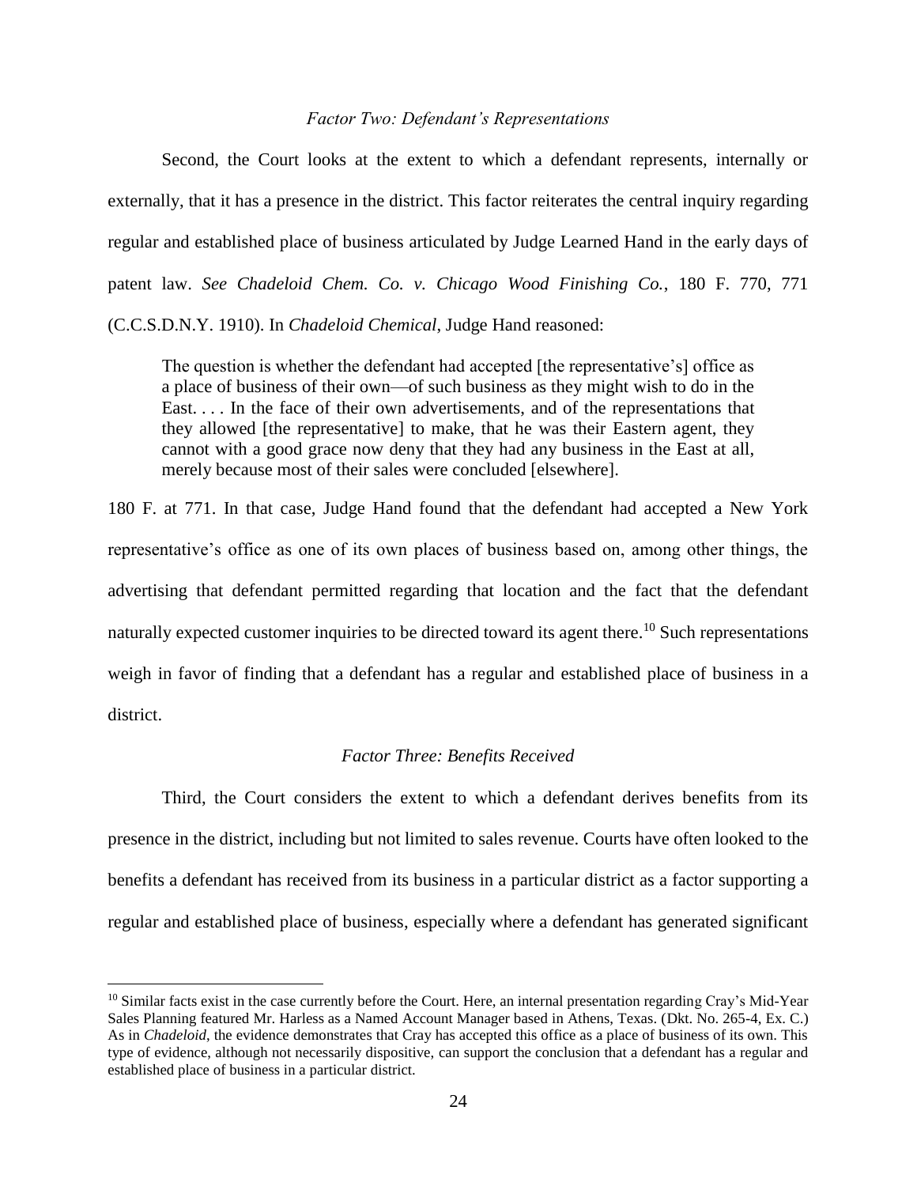*Factor Two: Defendant's Representations*

Second, the Court looks at the extent to which a defendant represents, internally or externally, that it has a presence in the district. This factor reiterates the central inquiry regarding regular and established place of business articulated by Judge Learned Hand in the early days of patent law. *See Chadeloid Chem. Co. v. Chicago Wood Finishing Co.*, 180 F. 770, 771 (C.C.S.D.N.Y. 1910). In *Chadeloid Chemical*, Judge Hand reasoned:

> The question is whether the defendant had accepted [the representative's] office as a place of business of their own—of such business as they might wish to do in the East. . . . In the face of their own advertisements, and of the representations that they allowed [the representative] to make, that he was their Eastern agent, they cannot with a good grace now deny that they had any business in the East at all, merely because most of their sales were concluded [elsewhere].

180 F. at 771. In that case, Judge Hand found that the defendant had accepted a New York representative's office as one of its own places of business based on, among other things, the advertising that defendant permitted regarding that location and the fact that the defendant naturally expected customer inquiries to be directed toward its agent there.[10] Such representations weigh in favor of finding that a defendant has a regular and established place of business in a district.

*Factor Three: Benefits Received*

Third, the Court considers the extent to which a defendant derives benefits from its presence in the district, including but not limited to sales revenue. Courts have often looked to the benefits a defendant has received from its business in a particular district as a factor supporting a regular and established place of business, especially where a defendant has generated significant

[10] Similar facts exist in the case currently before the Court. Here, an internal presentation regarding Cray's Mid-Year Sales Planning featured Mr. Harless as a Named Account Manager based in Athens, Texas. (Dkt. No. 265-4, Ex. C.) As in *Chadeloid*, the evidence demonstrates that Cray has accepted this office as a place of business of its own. This type of evidence, although not necessarily dispositive, can support the conclusion that a defendant has a regular and established place of business in a particular district.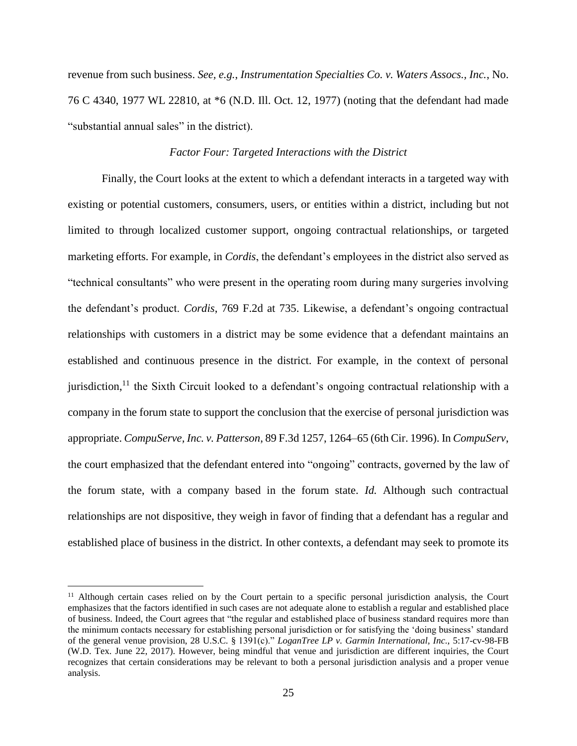revenue from such business. *See, e.g.*, *Instrumentation Specialties Co. v. Waters Assocs., Inc.*, No. 76 C 4340, 1977 WL 22810, at *6 (N.D. Ill. Oct. 12, 1977) (noting that the defendant had made "substantial annual sales" in the district).

*Factor Four: Targeted Interactions with the District*

Finally, the Court looks at the extent to which a defendant interacts in a targeted way with existing or potential customers, consumers, users, or entities within a district, including but not limited to through localized customer support, ongoing contractual relationships, or targeted marketing efforts. For example, in *Cordis*, the defendant's employees in the district also served as "technical consultants" who were present in the operating room during many surgeries involving the defendant's product. *Cordis*, 769 F.2d at 735. Likewise, a defendant's ongoing contractual relationships with customers in a district may be some evidence that a defendant maintains an established and continuous presence in the district. For example, in the context of personal jurisdiction,[11] the Sixth Circuit looked to a defendant's ongoing contractual relationship with a company in the forum state to support the conclusion that the exercise of personal jurisdiction was appropriate. *CompuServe, Inc. v. Patterson*, 89 F.3d 1257, 1264–65 (6th Cir. 1996). In *CompuServ*, the court emphasized that the defendant entered into "ongoing" contracts, governed by the law of the forum state, with a company based in the forum state. *Id.* Although such contractual relationships are not dispositive, they weigh in favor of finding that a defendant has a regular and established place of business in the district. In other contexts, a defendant may seek to promote its

[11] Although certain cases relied on by the Court pertain to a specific personal jurisdiction analysis, the Court emphasizes that the factors identified in such cases are not adequate alone to establish a regular and established place of business. Indeed, the Court agrees that "the regular and established place of business standard requires more than the minimum contacts necessary for establishing personal jurisdiction or for satisfying the 'doing business' standard of the general venue provision, 28 U.S.C. § 1391(c)." *LoganTree LP v. Garmin International, Inc.*, 5:17-cv-98-FB (W.D. Tex. June 22, 2017). However, being mindful that venue and jurisdiction are different inquiries, the Court recognizes that certain considerations may be relevant to both a personal jurisdiction analysis and a proper venue analysis.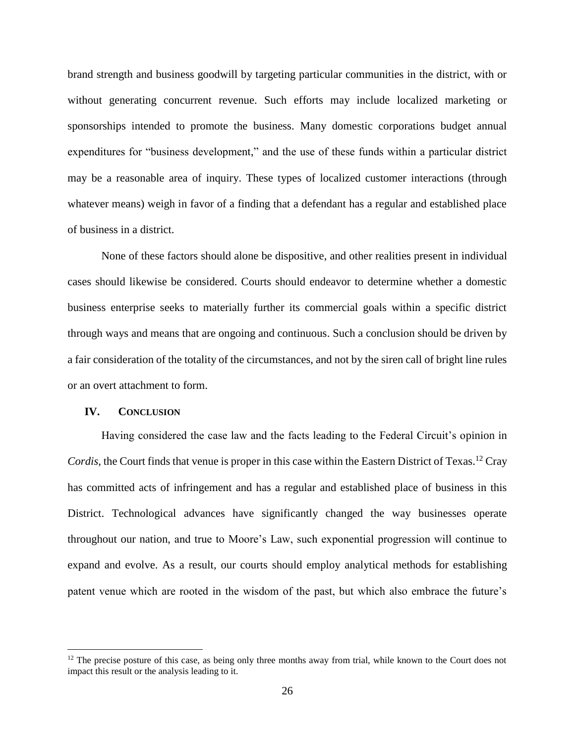brand strength and business goodwill by targeting particular communities in the district, with or without generating concurrent revenue. Such efforts may include localized marketing or sponsorships intended to promote the business. Many domestic corporations budget annual expenditures for "business development," and the use of these funds within a particular district may be a reasonable area of inquiry. These types of localized customer interactions (through whatever means) weigh in favor of a finding that a defendant has a regular and established place of business in a district.

None of these factors should alone be dispositive, and other realities present in individual cases should likewise be considered. Courts should endeavor to determine whether a domestic business enterprise seeks to materially further its commercial goals within a specific district through ways and means that are ongoing and continuous. Such a conclusion should be driven by a fair consideration of the totality of the circumstances, and not by the siren call of bright line rules or an overt attachment to form.

## IV. Conclusion

Having considered the case law and the facts leading to the Federal Circuit's opinion in *Cordis*, the Court finds that venue is proper in this case within the Eastern District of Texas.[12] Cray has committed acts of infringement and has a regular and established place of business in this District. Technological advances have significantly changed the way businesses operate throughout our nation, and true to Moore's Law, such exponential progression will continue to expand and evolve. As a result, our courts should employ analytical methods for establishing patent venue which are rooted in the wisdom of the past, but which also embrace the future's

---

[12] The precise posture of this case, as being only three months away from trial, while known to the Court does not impact this result or the analysis leading to it.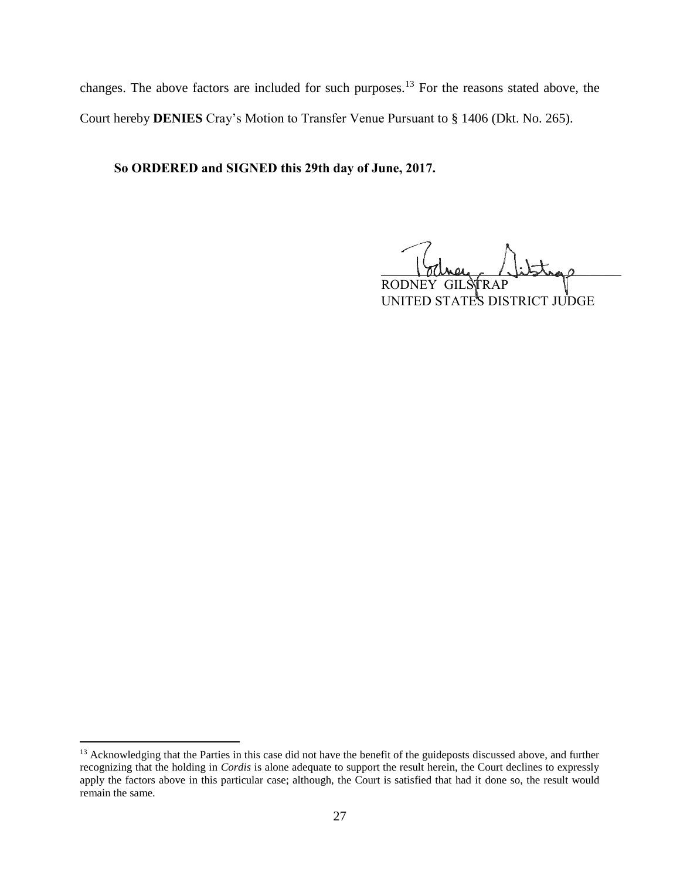changes. The above factors are included for such purposes.[13] For the reasons stated above, the Court hereby **DENIES** Cray's Motion to Transfer Venue Pursuant to § 1406 (Dkt. No. 265).

**So ORDERED and SIGNED this 29th day of June, 2017.**

RODNEY GILSTRAP
UNITED STATES DISTRICT JUDGE

---

[13] Acknowledging that the Parties in this case did not have the benefit of the guideposts discussed above, and further recognizing that the holding in *Cordis* is alone adequate to support the result herein, the Court declines to expressly apply the factors above in this particular case; although, the Court is satisfied that had it done so, the result would remain the same.